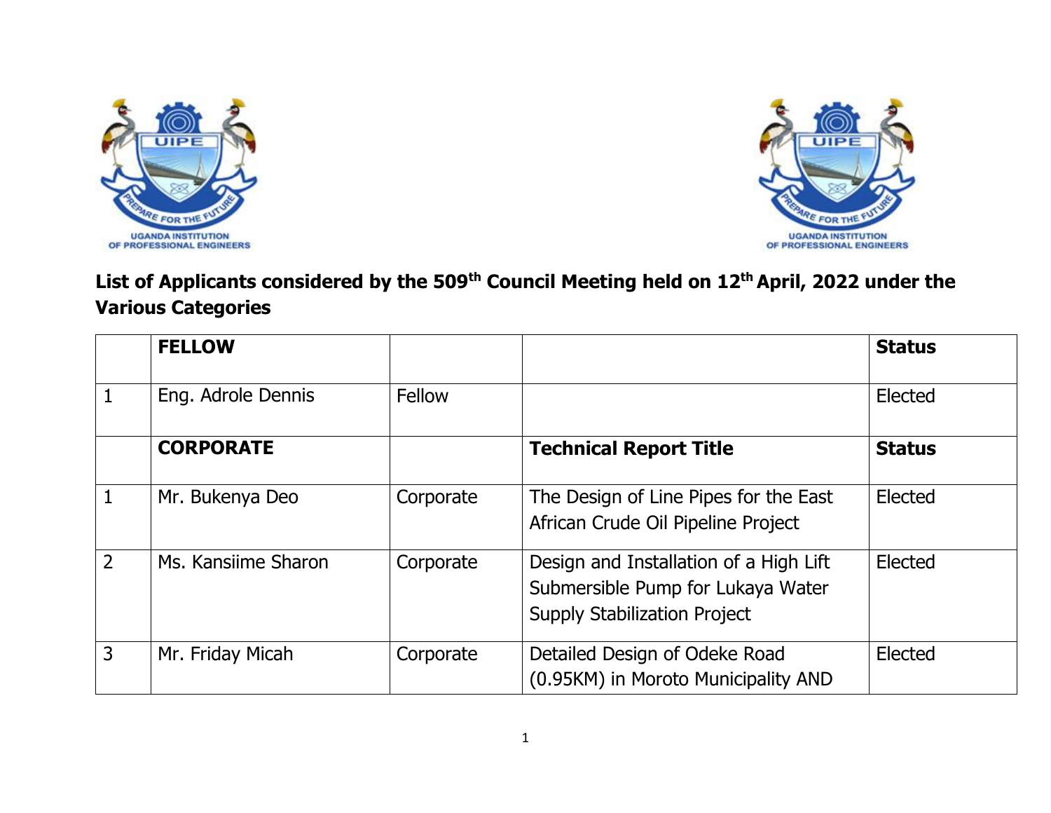**List of Applicants considered by the 509th Council Meeting held on 12th April, 2022 under the Various Categories**

| | FELLOW | | | Status |
|---|---|---|---|---|
| 1 | Eng. Adrole Dennis | Fellow | | Elected |
| | **CORPORATE** | | **Technical Report Title** | **Status** |
| 1 | Mr. Bukenya Deo | Corporate | The Design of Line Pipes for the East African Crude Oil Pipeline Project | Elected |
| 2 | Ms. Kansiime Sharon | Corporate | Design and Installation of a High Lift Submersible Pump for Lukaya Water Supply Stabilization Project | Elected |
| 3 | Mr. Friday Micah | Corporate | Detailed Design of Odeke Road (0.95KM) in Moroto Municipality AND | Elected |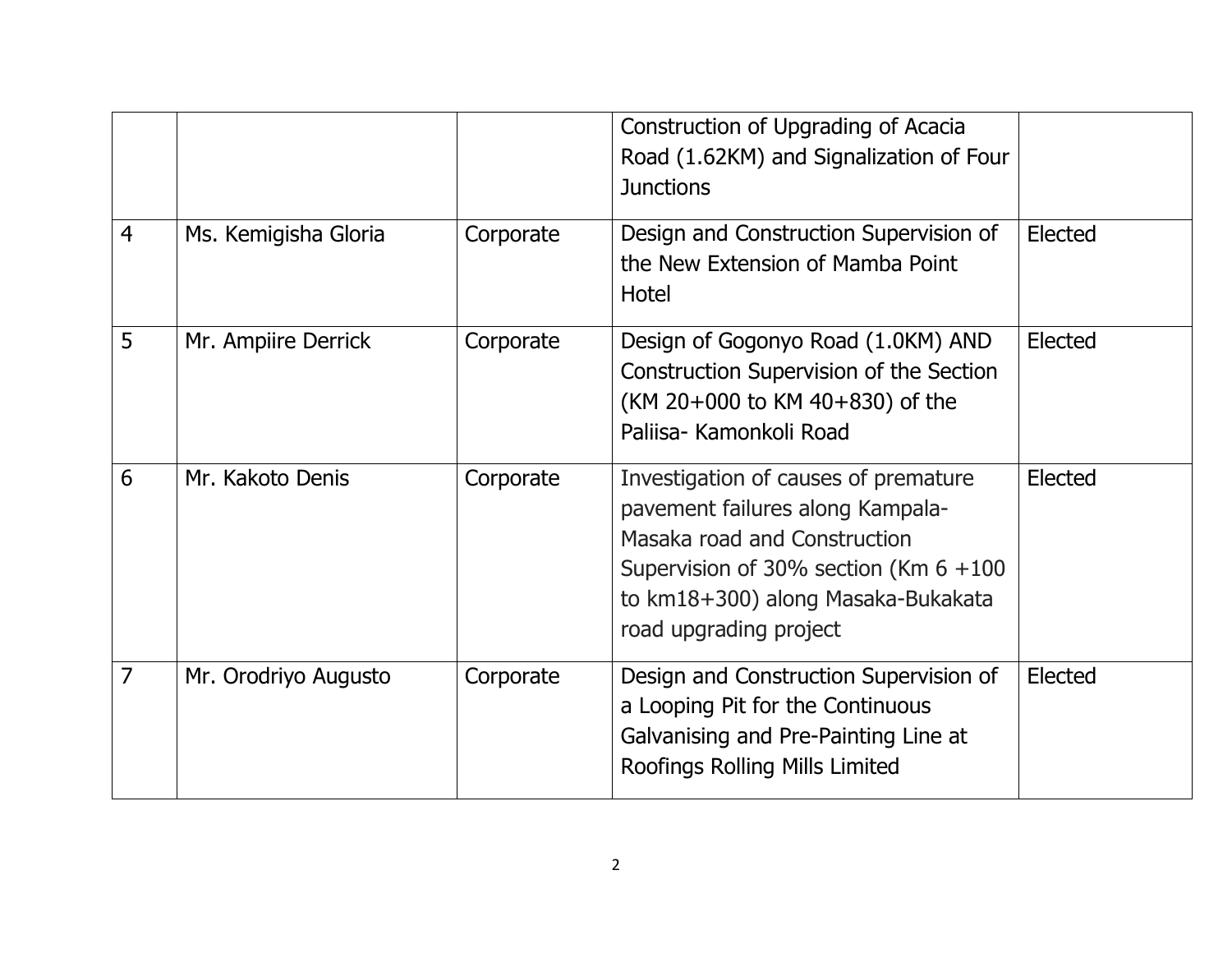| | | | | |
|---|---|---|---|---|
| | | | Construction of Upgrading of Acacia Road (1.62KM) and Signalization of Four Junctions | |
| 4 | Ms. Kemigisha Gloria | Corporate | Design and Construction Supervision of the New Extension of Mamba Point Hotel | Elected |
| 5 | Mr. Ampiire Derrick | Corporate | Design of Gogonyo Road (1.0KM) AND Construction Supervision of the Section (KM 20+000 to KM 40+830) of the Paliisa- Kamonkoli Road | Elected |
| 6 | Mr. Kakoto Denis | Corporate | Investigation of causes of premature pavement failures along Kampala-Masaka road and Construction Supervision of 30% section (Km 6 +100 to km18+300) along Masaka-Bukakata road upgrading project | Elected |
| 7 | Mr. Orodriyo Augusto | Corporate | Design and Construction Supervision of a Looping Pit for the Continuous Galvanising and Pre-Painting Line at Roofings Rolling Mills Limited | Elected |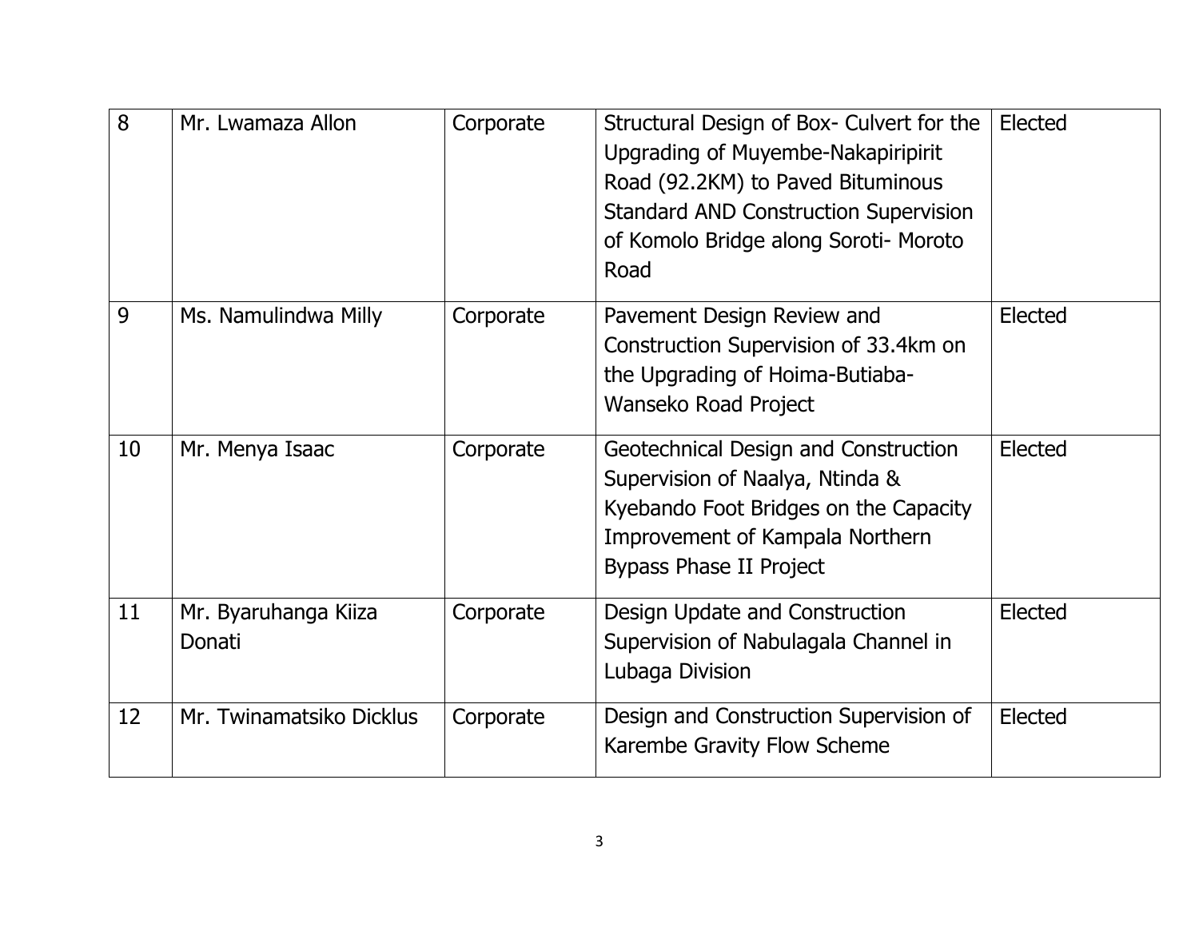| 8 | Mr. Lwamaza Allon | Corporate | Structural Design of Box- Culvert for the Upgrading of Muyembe-Nakapiripirit Road (92.2KM) to Paved Bituminous Standard AND Construction Supervision of Komolo Bridge along Soroti- Moroto Road | Elected |
|---|---|---|---|---|
| 9 | Ms. Namulindwa Milly | Corporate | Pavement Design Review and Construction Supervision of 33.4km on the Upgrading of Hoima-Butiaba-Wanseko Road Project | Elected |
| 10 | Mr. Menya Isaac | Corporate | Geotechnical Design and Construction Supervision of Naalya, Ntinda & Kyebando Foot Bridges on the Capacity Improvement of Kampala Northern Bypass Phase II Project | Elected |
| 11 | Mr. Byaruhanga Kiiza Donati | Corporate | Design Update and Construction Supervision of Nabulagala Channel in Lubaga Division | Elected |
| 12 | Mr. Twinamatsiko Dicklus | Corporate | Design and Construction Supervision of Karembe Gravity Flow Scheme | Elected |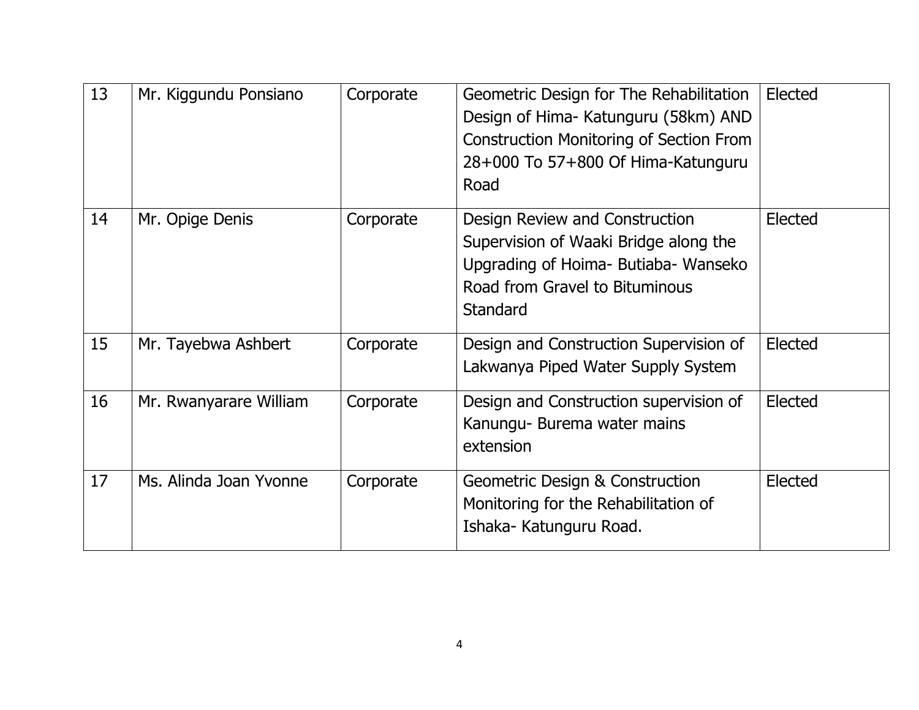| 13 | Mr. Kiggundu Ponsiano | Corporate | Geometric Design for The Rehabilitation Design of Hima- Katunguru (58km) AND Construction Monitoring of Section From 28+000 To 57+800 Of Hima-Katunguru Road | Elected |
|---|---|---|---|---|
| 14 | Mr. Opige Denis | Corporate | Design Review and Construction Supervision of Waaki Bridge along the Upgrading of Hoima- Butiaba- Wanseko Road from Gravel to Bituminous Standard | Elected |
| 15 | Mr. Tayebwa Ashbert | Corporate | Design and Construction Supervision of Lakwanya Piped Water Supply System | Elected |
| 16 | Mr. Rwanyarare William | Corporate | Design and Construction supervision of Kanungu- Burema water mains extension | Elected |
| 17 | Ms. Alinda Joan Yvonne | Corporate | Geometric Design & Construction Monitoring for the Rehabilitation of Ishaka- Katunguru Road. | Elected |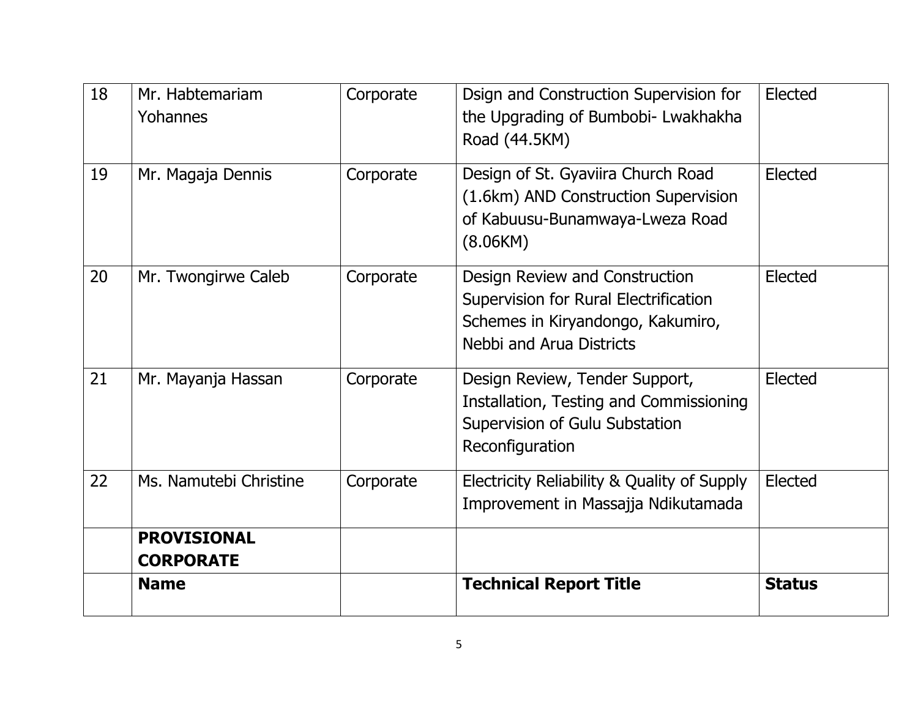| | | | | |
|---|---|---|---|---|
| 18 | Mr. Habtemariam Yohannes | Corporate | Dsign and Construction Supervision for the Upgrading of Bumbobi- Lwakhakha Road (44.5KM) | Elected |
| 19 | Mr. Magaja Dennis | Corporate | Design of St. Gyaviira Church Road (1.6km) AND Construction Supervision of Kabuusu-Bunamwaya-Lweza Road (8.06KM) | Elected |
| 20 | Mr. Twongirwe Caleb | Corporate | Design Review and Construction Supervision for Rural Electrification Schemes in Kiryandongo, Kakumiro, Nebbi and Arua Districts | Elected |
| 21 | Mr. Mayanja Hassan | Corporate | Design Review, Tender Support, Installation, Testing and Commissioning Supervision of Gulu Substation Reconfiguration | Elected |
| 22 | Ms. Namutebi Christine | Corporate | Electricity Reliability & Quality of Supply Improvement in Massajja Ndikutamada | Elected |
| | **PROVISIONAL CORPORATE** | | | |
| | **Name** | | **Technical Report Title** | **Status** |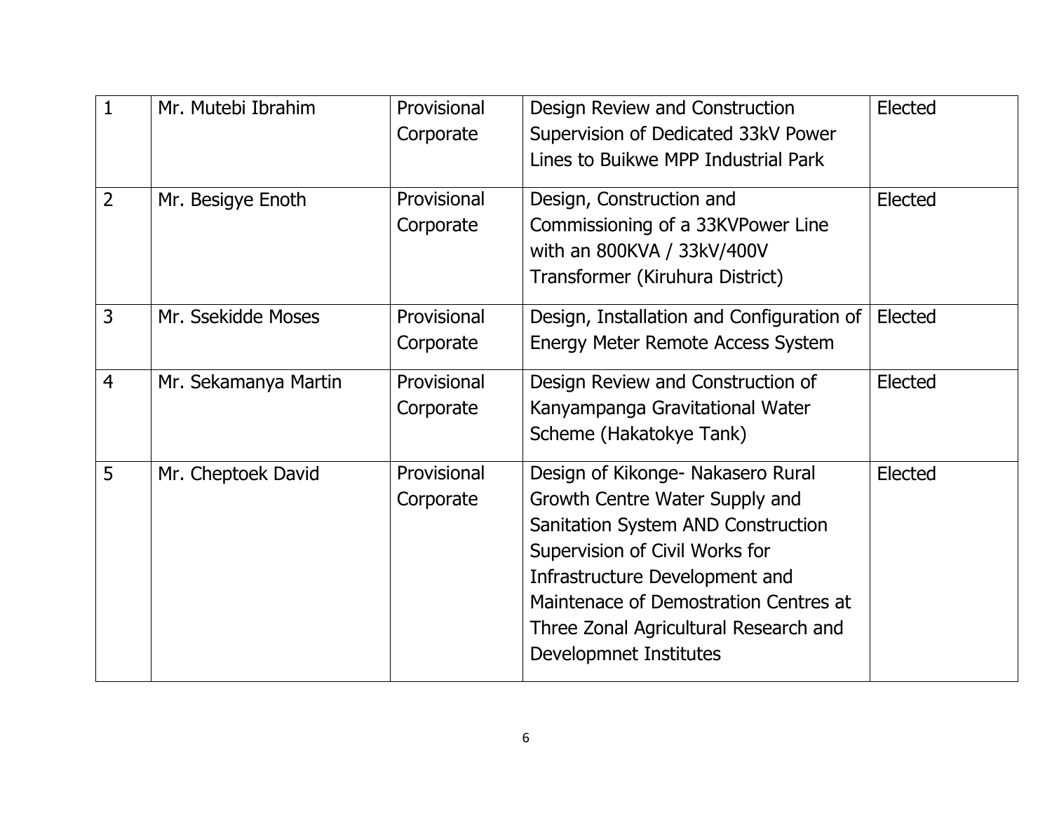| | | | | |
|---|---|---|---|---|
| 1 | Mr. Mutebi Ibrahim | Provisional Corporate | Design Review and Construction Supervision of Dedicated 33kV Power Lines to Buikwe MPP Industrial Park | Elected |
| 2 | Mr. Besigye Enoth | Provisional Corporate | Design, Construction and Commissioning of a 33KVPower Line with an 800KVA / 33kV/400V Transformer (Kiruhura District) | Elected |
| 3 | Mr. Ssekidde Moses | Provisional Corporate | Design, Installation and Configuration of Energy Meter Remote Access System | Elected |
| 4 | Mr. Sekamanya Martin | Provisional Corporate | Design Review and Construction of Kanyampanga Gravitational Water Scheme (Hakatokye Tank) | Elected |
| 5 | Mr. Cheptoek David | Provisional Corporate | Design of Kikonge- Nakasero Rural Growth Centre Water Supply and Sanitation System AND Construction Supervision of Civil Works for Infrastructure Development and Maintenace of Demostration Centres at Three Zonal Agricultural Research and Developmnet Institutes | Elected |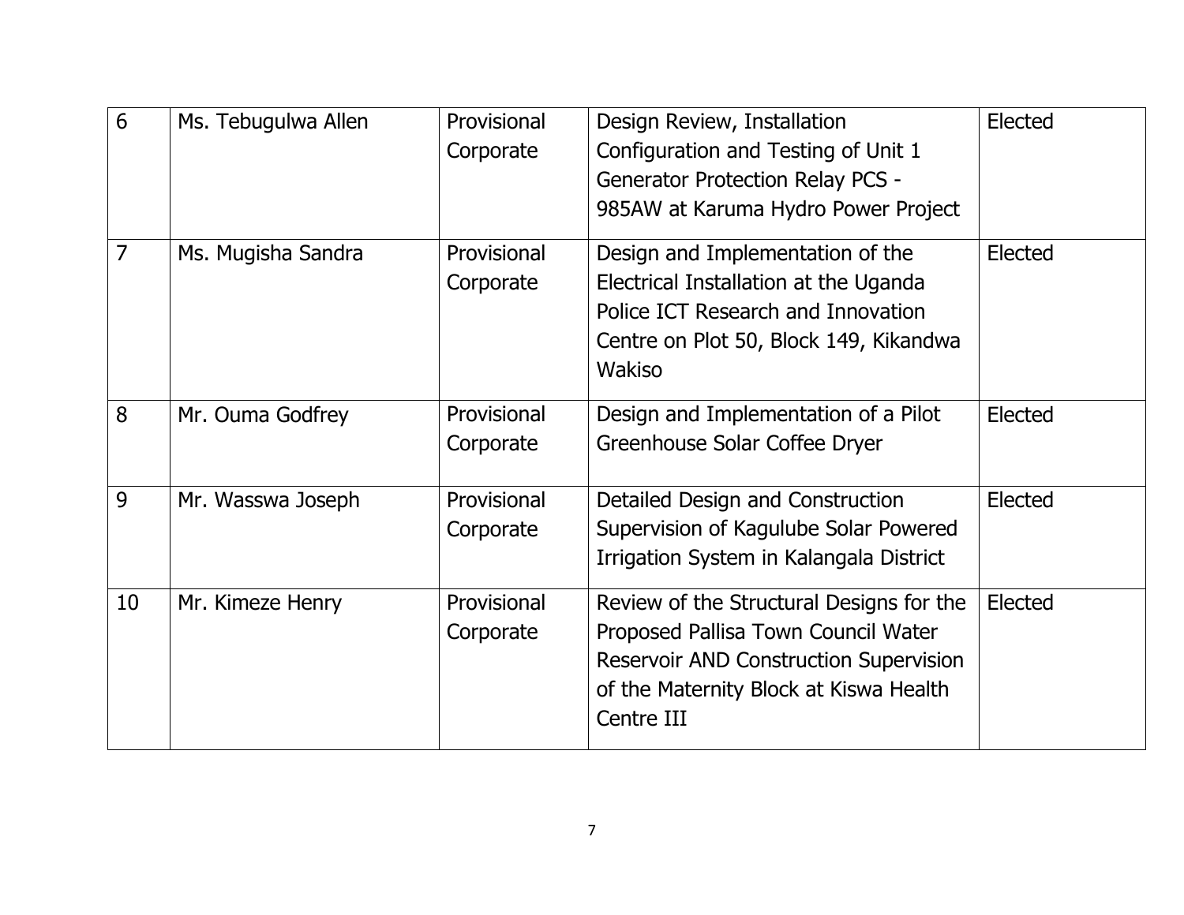| 6 | Ms. Tebugulwa Allen | Provisional Corporate | Design Review, Installation Configuration and Testing of Unit 1 Generator Protection Relay PCS - 985AW at Karuma Hydro Power Project | Elected |
|---|---|---|---|---|
| 7 | Ms. Mugisha Sandra | Provisional Corporate | Design and Implementation of the Electrical Installation at the Uganda Police ICT Research and Innovation Centre on Plot 50, Block 149, Kikandwa Wakiso | Elected |
| 8 | Mr. Ouma Godfrey | Provisional Corporate | Design and Implementation of a Pilot Greenhouse Solar Coffee Dryer | Elected |
| 9 | Mr. Wasswa Joseph | Provisional Corporate | Detailed Design and Construction Supervision of Kagulube Solar Powered Irrigation System in Kalangala District | Elected |
| 10 | Mr. Kimeze Henry | Provisional Corporate | Review of the Structural Designs for the Proposed Pallisa Town Council Water Reservoir AND Construction Supervision of the Maternity Block at Kiswa Health Centre III | Elected |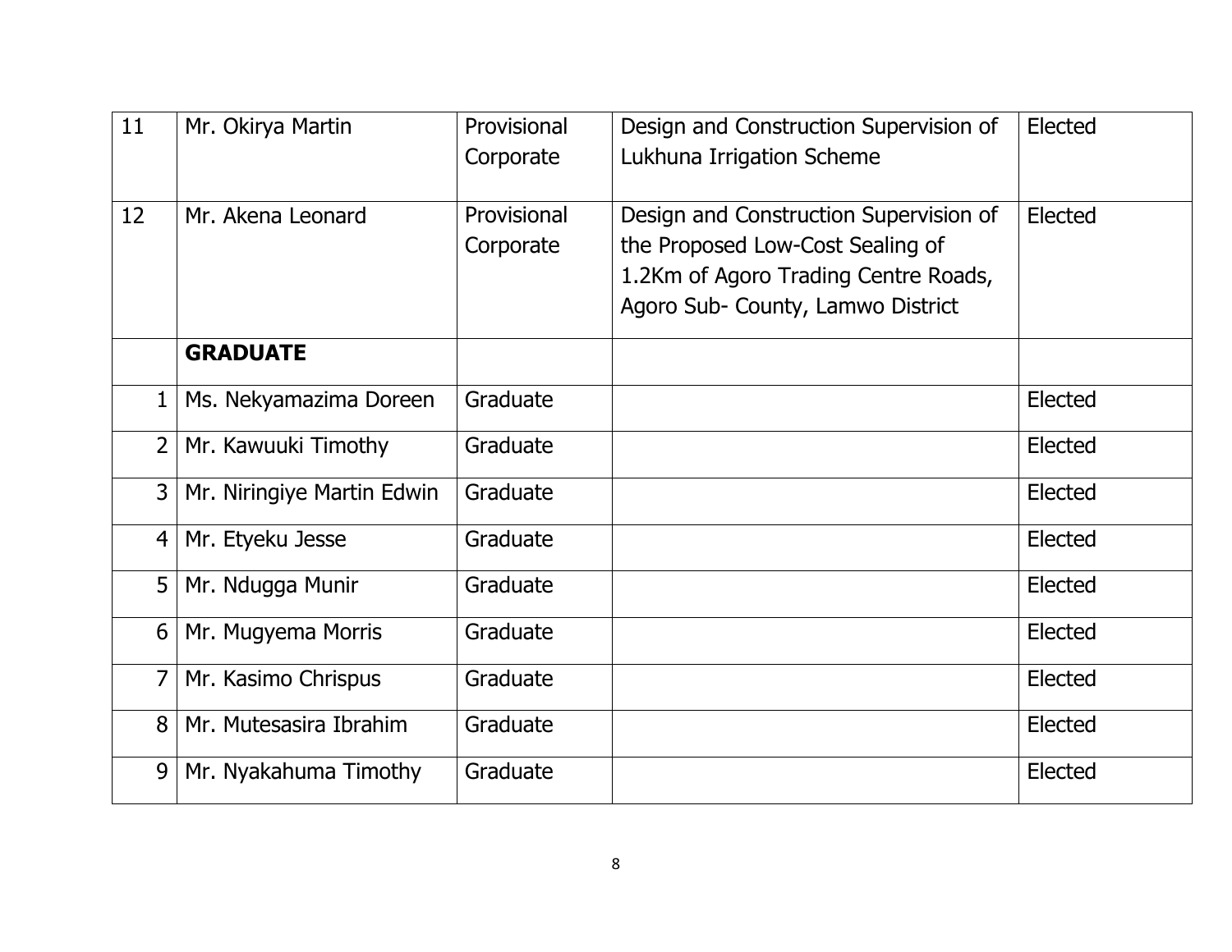| | | | | |
|---|---|---|---|---|
| 11 | Mr. Okirya Martin | Provisional Corporate | Design and Construction Supervision of Lukhuna Irrigation Scheme | Elected |
| 12 | Mr. Akena Leonard | Provisional Corporate | Design and Construction Supervision of the Proposed Low-Cost Sealing of 1.2Km of Agoro Trading Centre Roads, Agoro Sub- County, Lamwo District | Elected |
| | **GRADUATE** | | | |
| 1 | Ms. Nekyamazima Doreen | Graduate | | Elected |
| 2 | Mr. Kawuuki Timothy | Graduate | | Elected |
| 3 | Mr. Niringiye Martin Edwin | Graduate | | Elected |
| 4 | Mr. Etyeku Jesse | Graduate | | Elected |
| 5 | Mr. Ndugga Munir | Graduate | | Elected |
| 6 | Mr. Mugyema Morris | Graduate | | Elected |
| 7 | Mr. Kasimo Chrispus | Graduate | | Elected |
| 8 | Mr. Mutesasira Ibrahim | Graduate | | Elected |
| 9 | Mr. Nyakahuma Timothy | Graduate | | Elected |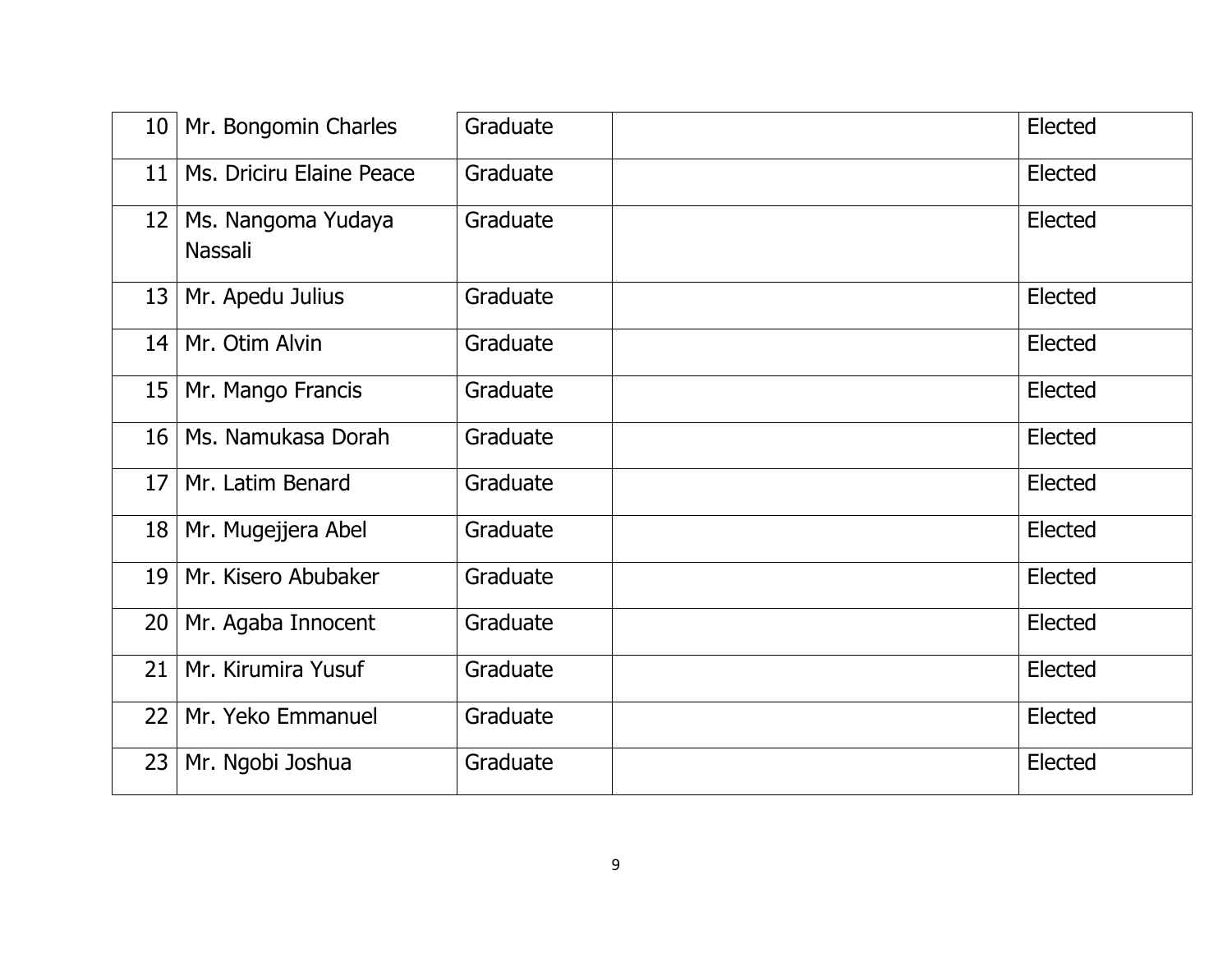| | | | | |
|---|---|---|---|---|
| 10 | Mr. Bongomin Charles | Graduate | | Elected |
| 11 | Ms. Driciru Elaine Peace | Graduate | | Elected |
| 12 | Ms. Nangoma Yudaya Nassali | Graduate | | Elected |
| 13 | Mr. Apedu Julius | Graduate | | Elected |
| 14 | Mr. Otim Alvin | Graduate | | Elected |
| 15 | Mr. Mango Francis | Graduate | | Elected |
| 16 | Ms. Namukasa Dorah | Graduate | | Elected |
| 17 | Mr. Latim Benard | Graduate | | Elected |
| 18 | Mr. Mugejjera Abel | Graduate | | Elected |
| 19 | Mr. Kisero Abubaker | Graduate | | Elected |
| 20 | Mr. Agaba Innocent | Graduate | | Elected |
| 21 | Mr. Kirumira Yusuf | Graduate | | Elected |
| 22 | Mr. Yeko Emmanuel | Graduate | | Elected |
| 23 | Mr. Ngobi Joshua | Graduate | | Elected |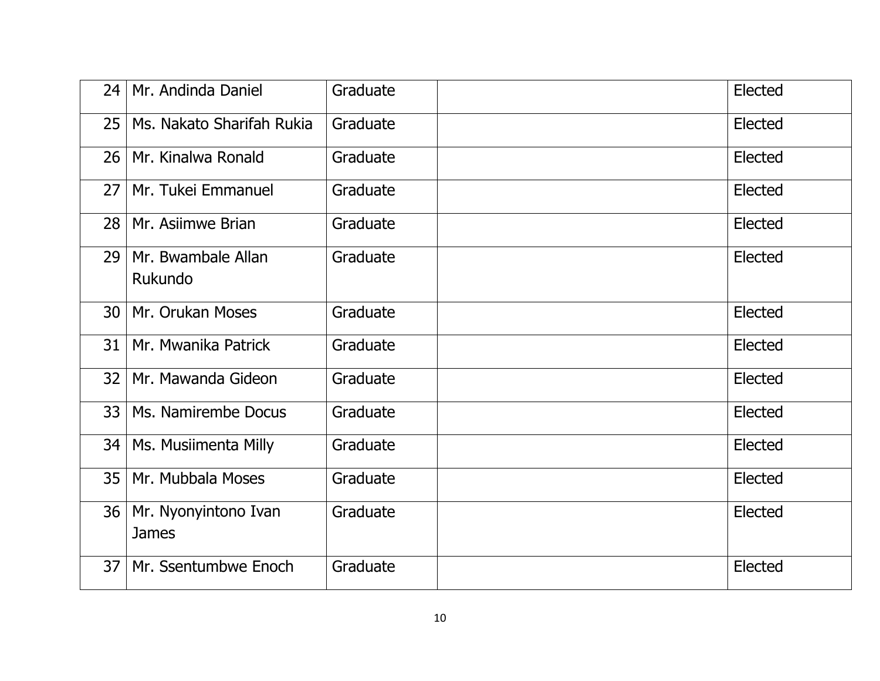| | | | | |
|---|---|---|---|---|
| 24 | Mr. Andinda Daniel | Graduate | | Elected |
| 25 | Ms. Nakato Sharifah Rukia | Graduate | | Elected |
| 26 | Mr. Kinalwa Ronald | Graduate | | Elected |
| 27 | Mr. Tukei Emmanuel | Graduate | | Elected |
| 28 | Mr. Asiimwe Brian | Graduate | | Elected |
| 29 | Mr. Bwambale Allan Rukundo | Graduate | | Elected |
| 30 | Mr. Orukan Moses | Graduate | | Elected |
| 31 | Mr. Mwanika Patrick | Graduate | | Elected |
| 32 | Mr. Mawanda Gideon | Graduate | | Elected |
| 33 | Ms. Namirembe Docus | Graduate | | Elected |
| 34 | Ms. Musiimenta Milly | Graduate | | Elected |
| 35 | Mr. Mubbala Moses | Graduate | | Elected |
| 36 | Mr. Nyonyintono Ivan James | Graduate | | Elected |
| 37 | Mr. Ssentumbwe Enoch | Graduate | | Elected |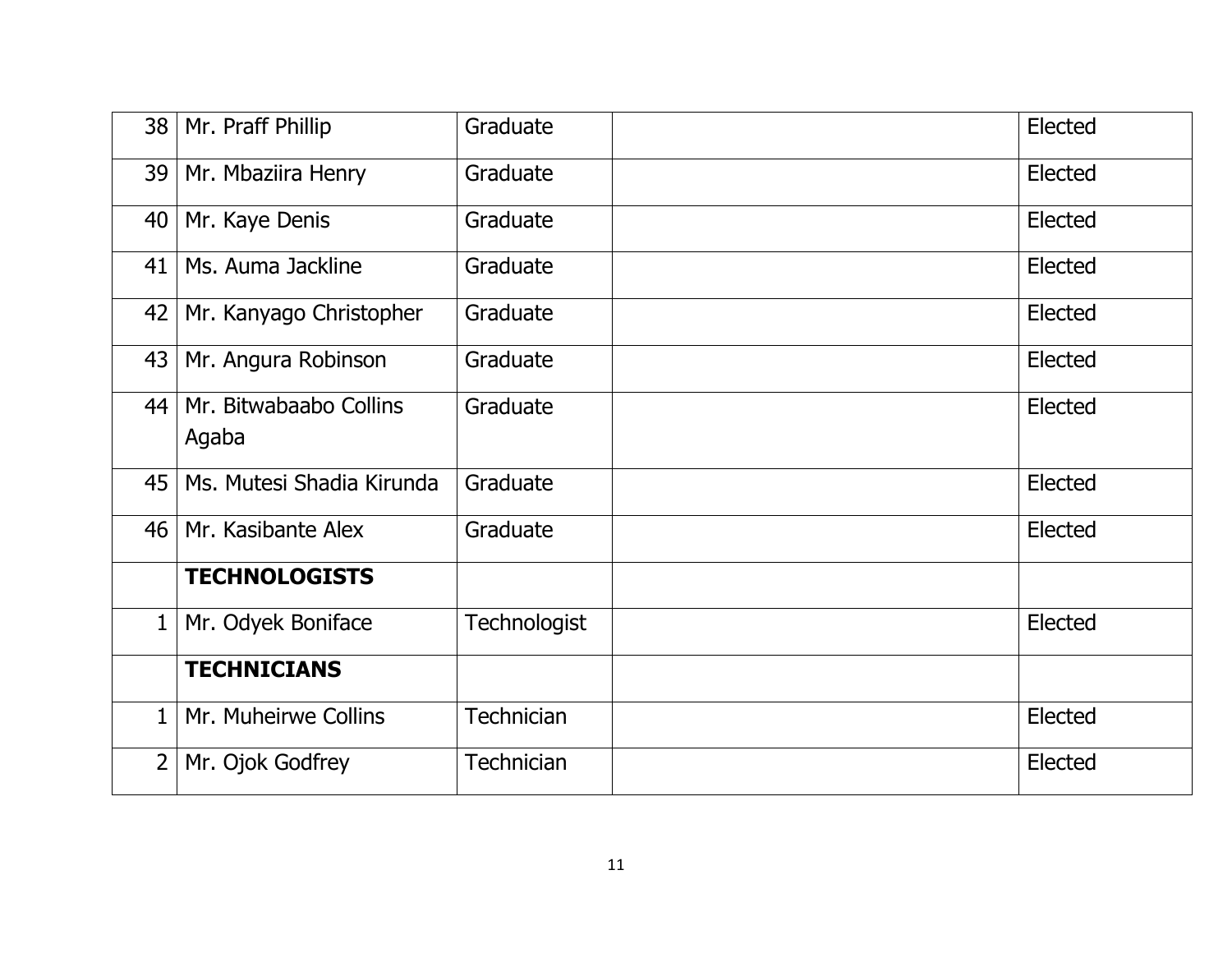| | | | | |
|---|---|---|---|---|
| 38 | Mr. Praff Phillip | Graduate | | Elected |
| 39 | Mr. Mbaziira Henry | Graduate | | Elected |
| 40 | Mr. Kaye Denis | Graduate | | Elected |
| 41 | Ms. Auma Jackline | Graduate | | Elected |
| 42 | Mr. Kanyago Christopher | Graduate | | Elected |
| 43 | Mr. Angura Robinson | Graduate | | Elected |
| 44 | Mr. Bitwabaabo Collins Agaba | Graduate | | Elected |
| 45 | Ms. Mutesi Shadia Kirunda | Graduate | | Elected |
| 46 | Mr. Kasibante Alex | Graduate | | Elected |
| | **TECHNOLOGISTS** | | | |
| 1 | Mr. Odyek Boniface | Technologist | | Elected |
| | **TECHNICIANS** | | | |
| 1 | Mr. Muheirwe Collins | Technician | | Elected |
| 2 | Mr. Ojok Godfrey | Technician | | Elected |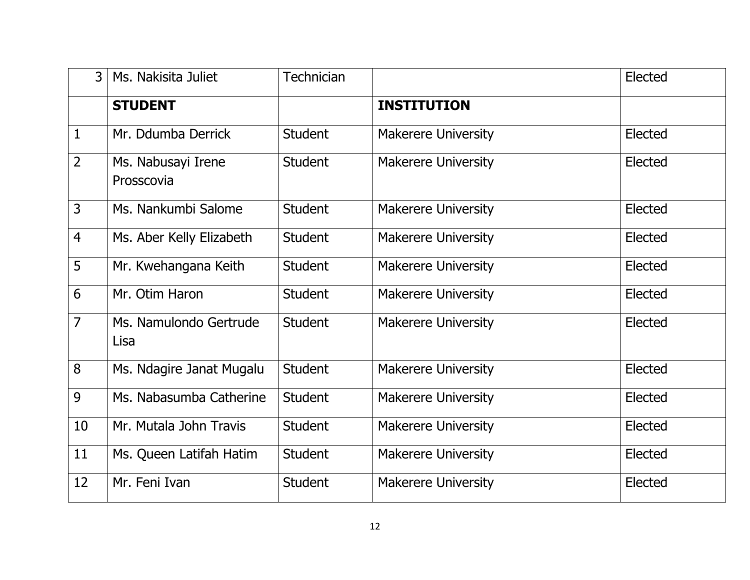| | | | | |
|---|---|---|---|---|
| 3 | Ms. Nakisita Juliet | Technician | | Elected |
| | **STUDENT** | | **INSTITUTION** | |
| 1 | Mr. Ddumba Derrick | Student | Makerere University | Elected |
| 2 | Ms. Nabusayi Irene Prosscovia | Student | Makerere University | Elected |
| 3 | Ms. Nankumbi Salome | Student | Makerere University | Elected |
| 4 | Ms. Aber Kelly Elizabeth | Student | Makerere University | Elected |
| 5 | Mr. Kwehangana Keith | Student | Makerere University | Elected |
| 6 | Mr. Otim Haron | Student | Makerere University | Elected |
| 7 | Ms. Namulondo Gertrude Lisa | Student | Makerere University | Elected |
| 8 | Ms. Ndagire Janat Mugalu | Student | Makerere University | Elected |
| 9 | Ms. Nabasumba Catherine | Student | Makerere University | Elected |
| 10 | Mr. Mutala John Travis | Student | Makerere University | Elected |
| 11 | Ms. Queen Latifah Hatim | Student | Makerere University | Elected |
| 12 | Mr. Feni Ivan | Student | Makerere University | Elected |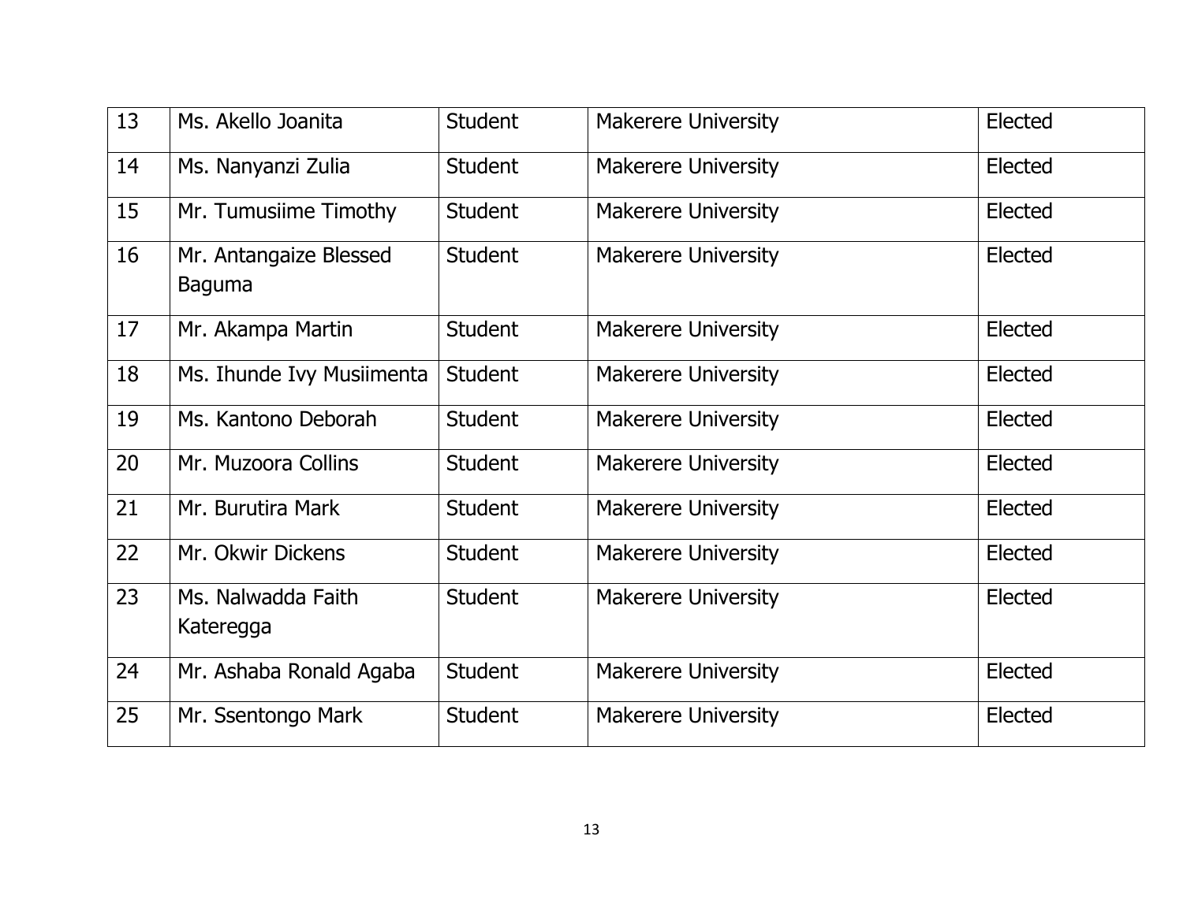| 13 | Ms. Akello Joanita | Student | Makerere University | Elected |
|---|---|---|---|---|
| 14 | Ms. Nanyanzi Zulia | Student | Makerere University | Elected |
| 15 | Mr. Tumusiime Timothy | Student | Makerere University | Elected |
| 16 | Mr. Antangaize Blessed Baguma | Student | Makerere University | Elected |
| 17 | Mr. Akampa Martin | Student | Makerere University | Elected |
| 18 | Ms. Ihunde Ivy Musiimenta | Student | Makerere University | Elected |
| 19 | Ms. Kantono Deborah | Student | Makerere University | Elected |
| 20 | Mr. Muzoora Collins | Student | Makerere University | Elected |
| 21 | Mr. Burutira Mark | Student | Makerere University | Elected |
| 22 | Mr. Okwir Dickens | Student | Makerere University | Elected |
| 23 | Ms. Nalwadda Faith Kateregga | Student | Makerere University | Elected |
| 24 | Mr. Ashaba Ronald Agaba | Student | Makerere University | Elected |
| 25 | Mr. Ssentongo Mark | Student | Makerere University | Elected |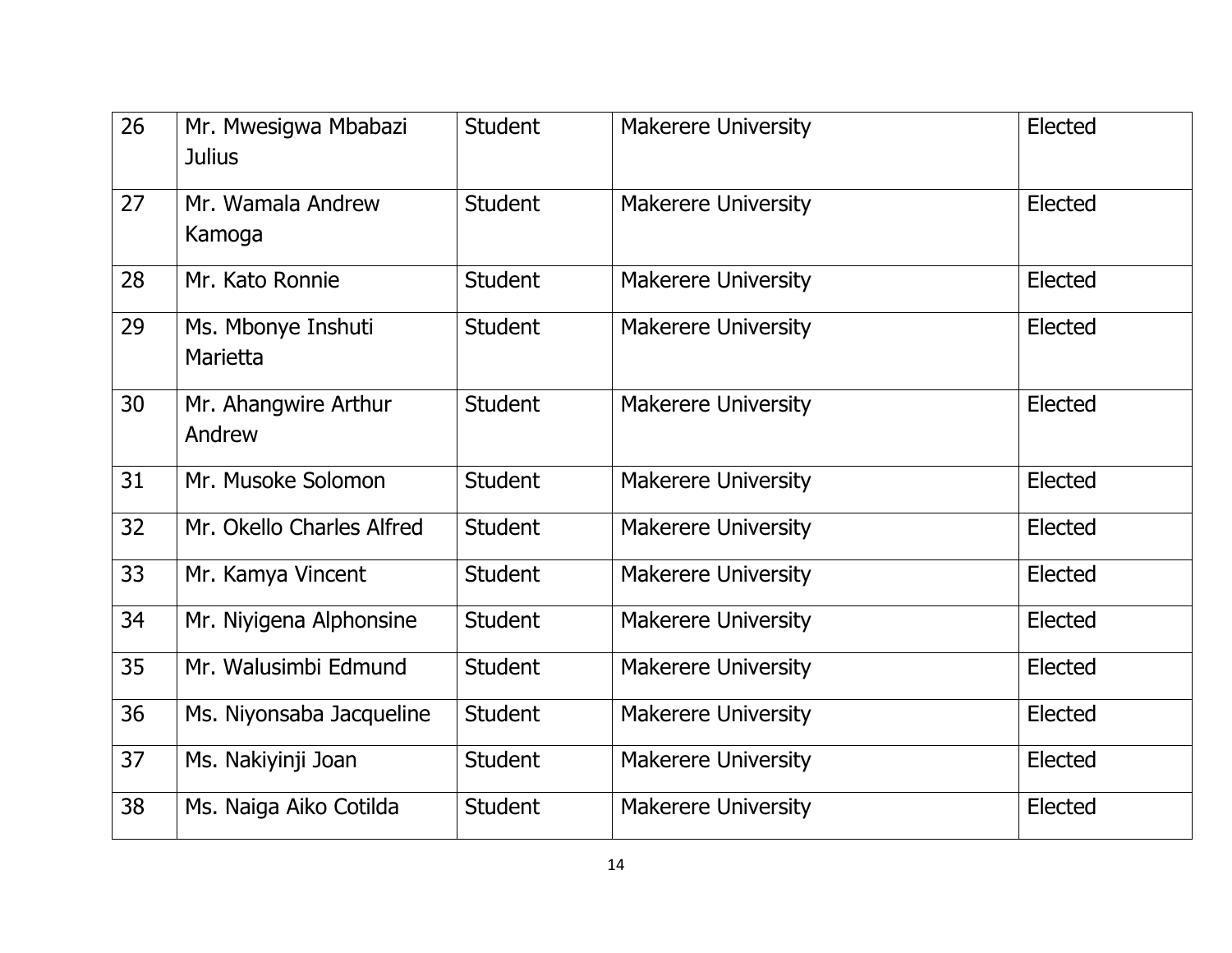| 26 | Mr. Mwesigwa Mbabazi Julius | Student | Makerere University | Elected |
|---|---|---|---|---|
| 27 | Mr. Wamala Andrew Kamoga | Student | Makerere University | Elected |
| 28 | Mr. Kato Ronnie | Student | Makerere University | Elected |
| 29 | Ms. Mbonye Inshuti Marietta | Student | Makerere University | Elected |
| 30 | Mr. Ahangwire Arthur Andrew | Student | Makerere University | Elected |
| 31 | Mr. Musoke Solomon | Student | Makerere University | Elected |
| 32 | Mr. Okello Charles Alfred | Student | Makerere University | Elected |
| 33 | Mr. Kamya Vincent | Student | Makerere University | Elected |
| 34 | Mr. Niyigena Alphonsine | Student | Makerere University | Elected |
| 35 | Mr. Walusimbi Edmund | Student | Makerere University | Elected |
| 36 | Ms. Niyonsaba Jacqueline | Student | Makerere University | Elected |
| 37 | Ms. Nakiyinji Joan | Student | Makerere University | Elected |
| 38 | Ms. Naiga Aiko Cotilda | Student | Makerere University | Elected |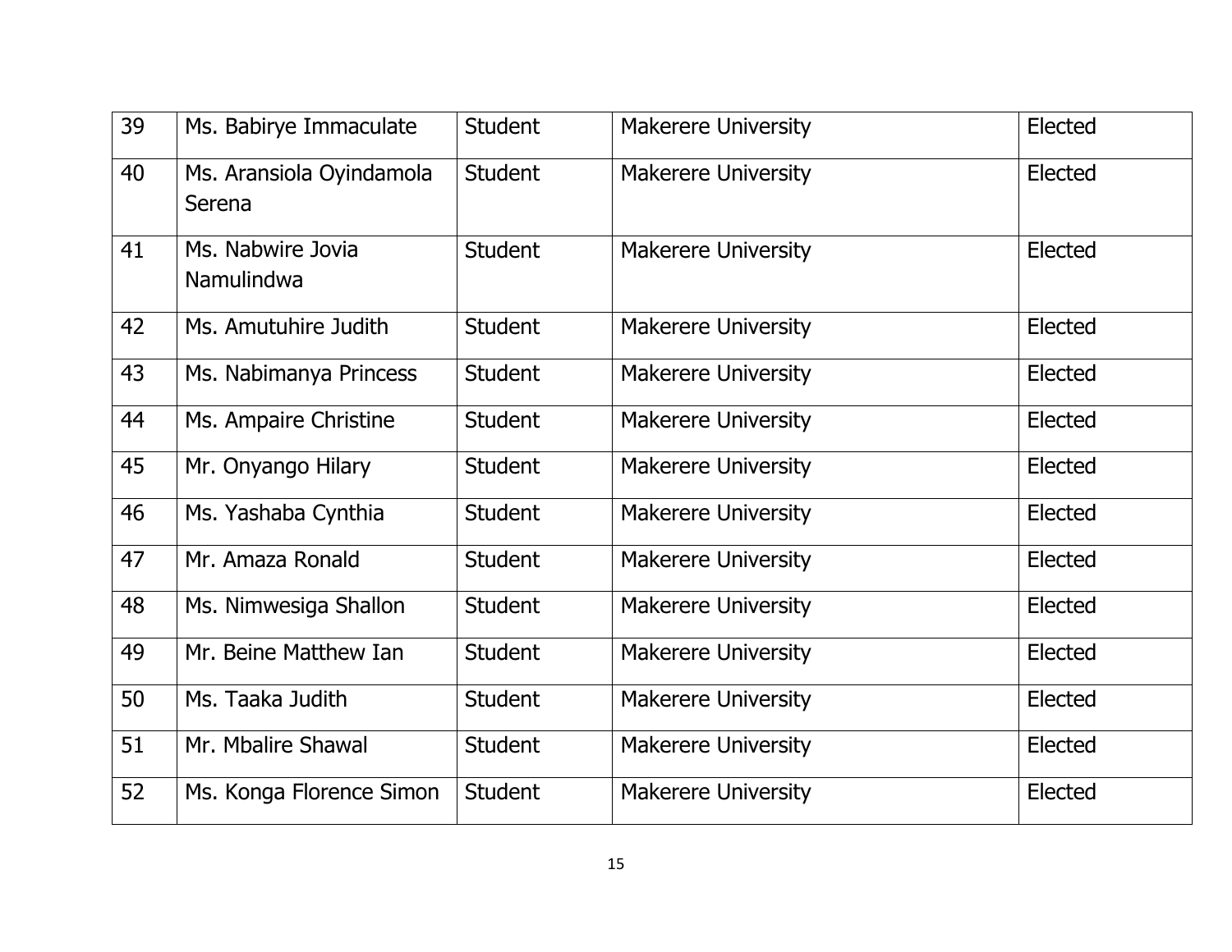| 39 | Ms. Babirye Immaculate | Student | Makerere University | Elected |
|---|---|---|---|---|
| 40 | Ms. Aransiola Oyindamola Serena | Student | Makerere University | Elected |
| 41 | Ms. Nabwire Jovia Namulindwa | Student | Makerere University | Elected |
| 42 | Ms. Amutuhire Judith | Student | Makerere University | Elected |
| 43 | Ms. Nabimanya Princess | Student | Makerere University | Elected |
| 44 | Ms. Ampaire Christine | Student | Makerere University | Elected |
| 45 | Mr. Onyango Hilary | Student | Makerere University | Elected |
| 46 | Ms. Yashaba Cynthia | Student | Makerere University | Elected |
| 47 | Mr. Amaza Ronald | Student | Makerere University | Elected |
| 48 | Ms. Nimwesiga Shallon | Student | Makerere University | Elected |
| 49 | Mr. Beine Matthew Ian | Student | Makerere University | Elected |
| 50 | Ms. Taaka Judith | Student | Makerere University | Elected |
| 51 | Mr. Mbalire Shawal | Student | Makerere University | Elected |
| 52 | Ms. Konga Florence Simon | Student | Makerere University | Elected |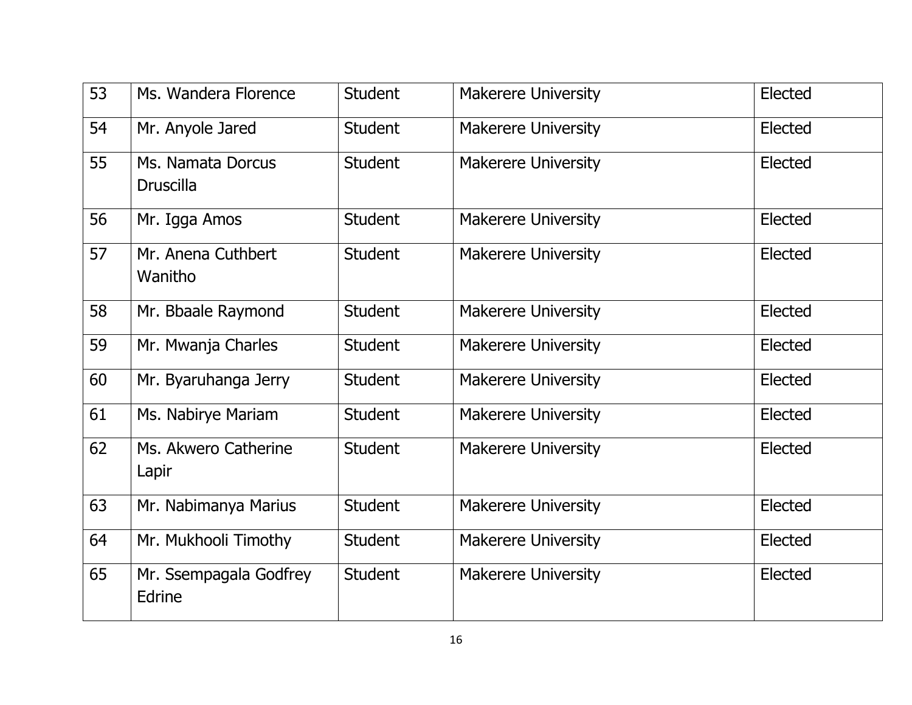| 53 | Ms. Wandera Florence | Student | Makerere University | Elected |
|---|---|---|---|---|
| 54 | Mr. Anyole Jared | Student | Makerere University | Elected |
| 55 | Ms. Namata Dorcus Druscilla | Student | Makerere University | Elected |
| 56 | Mr. Igga Amos | Student | Makerere University | Elected |
| 57 | Mr. Anena Cuthbert Wanitho | Student | Makerere University | Elected |
| 58 | Mr. Bbaale Raymond | Student | Makerere University | Elected |
| 59 | Mr. Mwanja Charles | Student | Makerere University | Elected |
| 60 | Mr. Byaruhanga Jerry | Student | Makerere University | Elected |
| 61 | Ms. Nabirye Mariam | Student | Makerere University | Elected |
| 62 | Ms. Akwero Catherine Lapir | Student | Makerere University | Elected |
| 63 | Mr. Nabimanya Marius | Student | Makerere University | Elected |
| 64 | Mr. Mukhooli Timothy | Student | Makerere University | Elected |
| 65 | Mr. Ssempagala Godfrey Edrine | Student | Makerere University | Elected |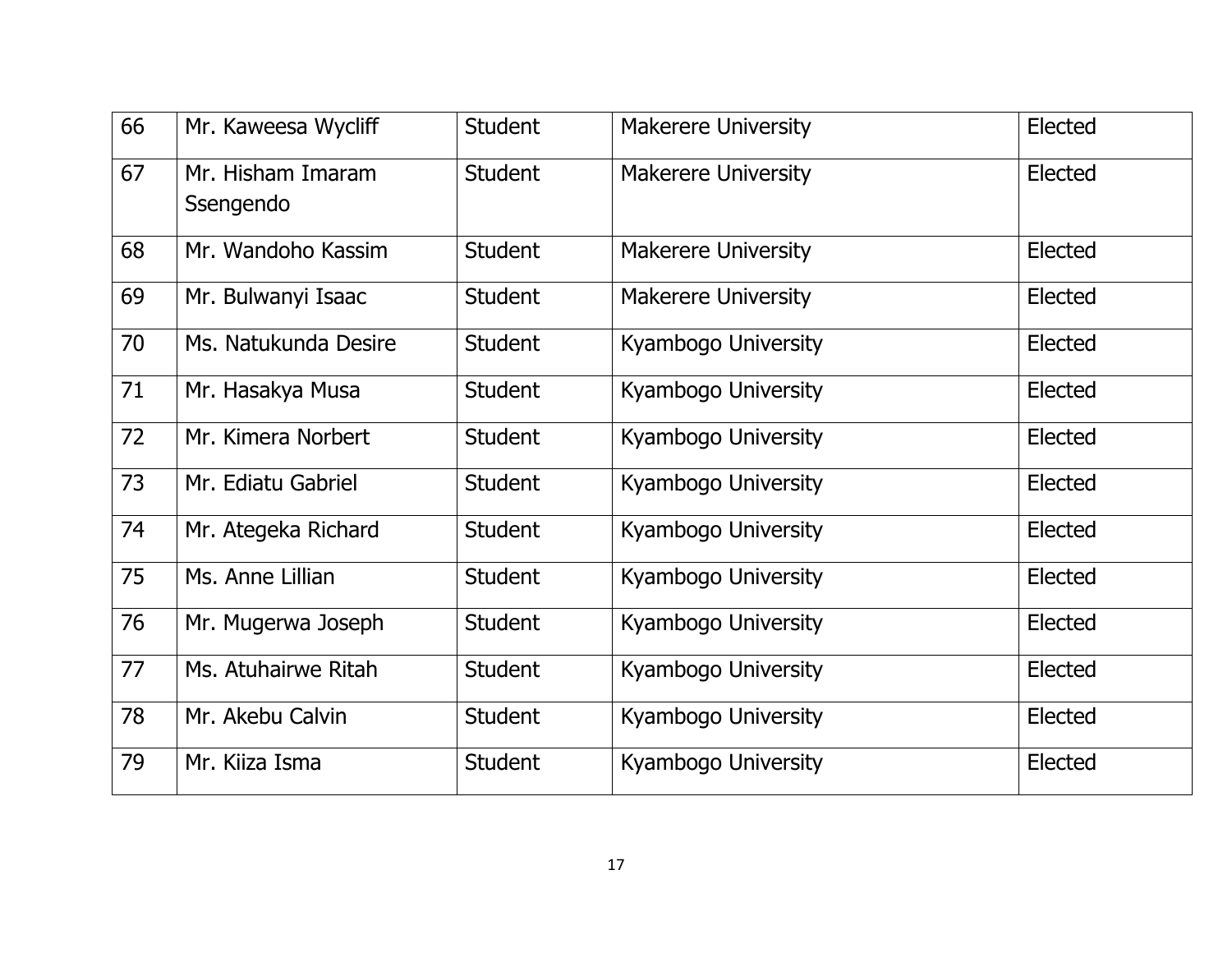| 66 | Mr. Kaweesa Wycliff | Student | Makerere University | Elected |
|---|---|---|---|---|
| 67 | Mr. Hisham Imaram Ssengendo | Student | Makerere University | Elected |
| 68 | Mr. Wandoho Kassim | Student | Makerere University | Elected |
| 69 | Mr. Bulwanyi Isaac | Student | Makerere University | Elected |
| 70 | Ms. Natukunda Desire | Student | Kyambogo University | Elected |
| 71 | Mr. Hasakya Musa | Student | Kyambogo University | Elected |
| 72 | Mr. Kimera Norbert | Student | Kyambogo University | Elected |
| 73 | Mr. Ediatu Gabriel | Student | Kyambogo University | Elected |
| 74 | Mr. Ategeka Richard | Student | Kyambogo University | Elected |
| 75 | Ms. Anne Lillian | Student | Kyambogo University | Elected |
| 76 | Mr. Mugerwa Joseph | Student | Kyambogo University | Elected |
| 77 | Ms. Atuhairwe Ritah | Student | Kyambogo University | Elected |
| 78 | Mr. Akebu Calvin | Student | Kyambogo University | Elected |
| 79 | Mr. Kiiza Isma | Student | Kyambogo University | Elected |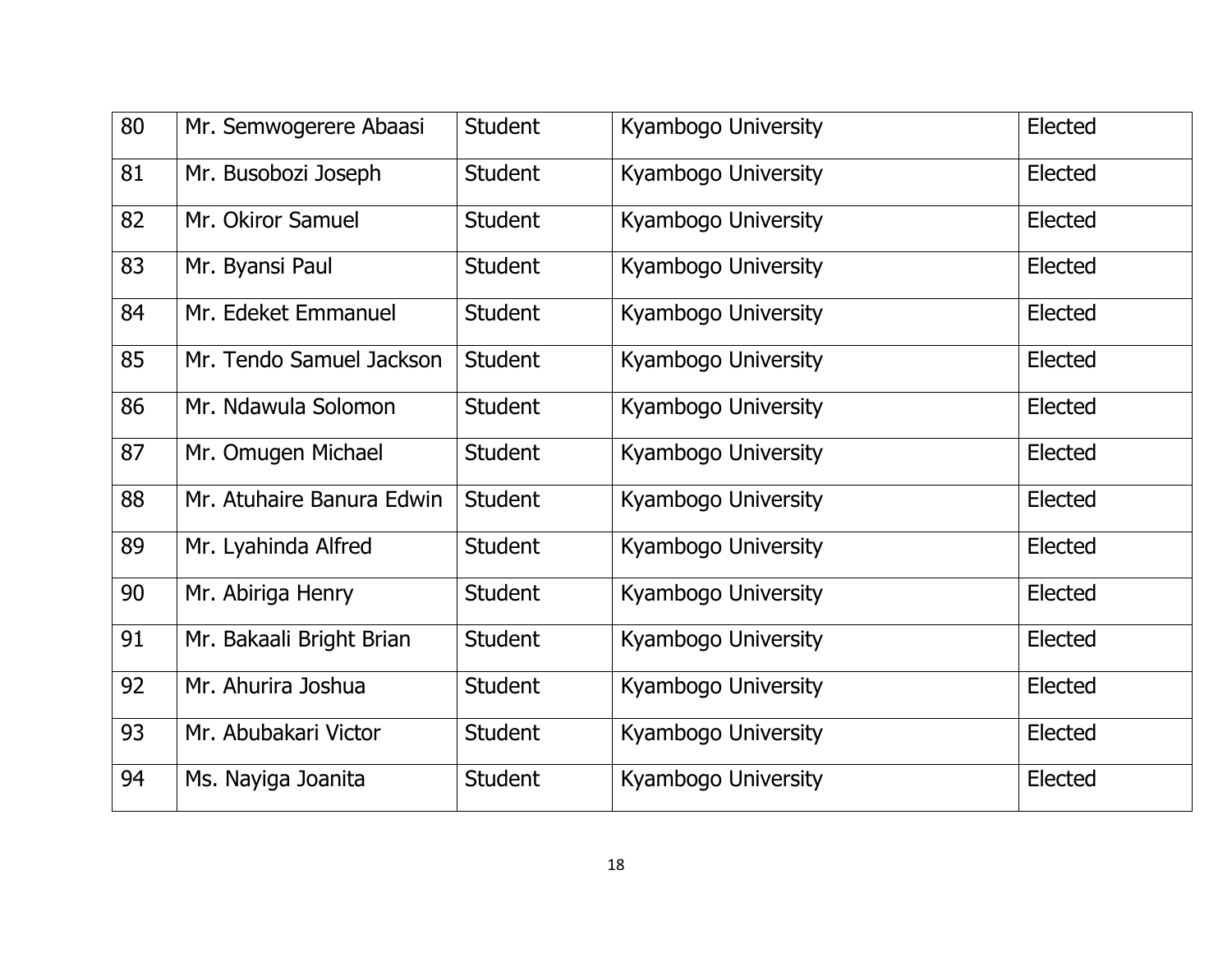| 80 | Mr. Semwogerere Abaasi | Student | Kyambogo University | Elected |
|---|---|---|---|---|
| 81 | Mr. Busobozi Joseph | Student | Kyambogo University | Elected |
| 82 | Mr. Okiror Samuel | Student | Kyambogo University | Elected |
| 83 | Mr. Byansi Paul | Student | Kyambogo University | Elected |
| 84 | Mr. Edeket Emmanuel | Student | Kyambogo University | Elected |
| 85 | Mr. Tendo Samuel Jackson | Student | Kyambogo University | Elected |
| 86 | Mr. Ndawula Solomon | Student | Kyambogo University | Elected |
| 87 | Mr. Omugen Michael | Student | Kyambogo University | Elected |
| 88 | Mr. Atuhaire Banura Edwin | Student | Kyambogo University | Elected |
| 89 | Mr. Lyahinda Alfred | Student | Kyambogo University | Elected |
| 90 | Mr. Abiriga Henry | Student | Kyambogo University | Elected |
| 91 | Mr. Bakaali Bright Brian | Student | Kyambogo University | Elected |
| 92 | Mr. Ahurira Joshua | Student | Kyambogo University | Elected |
| 93 | Mr. Abubakari Victor | Student | Kyambogo University | Elected |
| 94 | Ms. Nayiga Joanita | Student | Kyambogo University | Elected |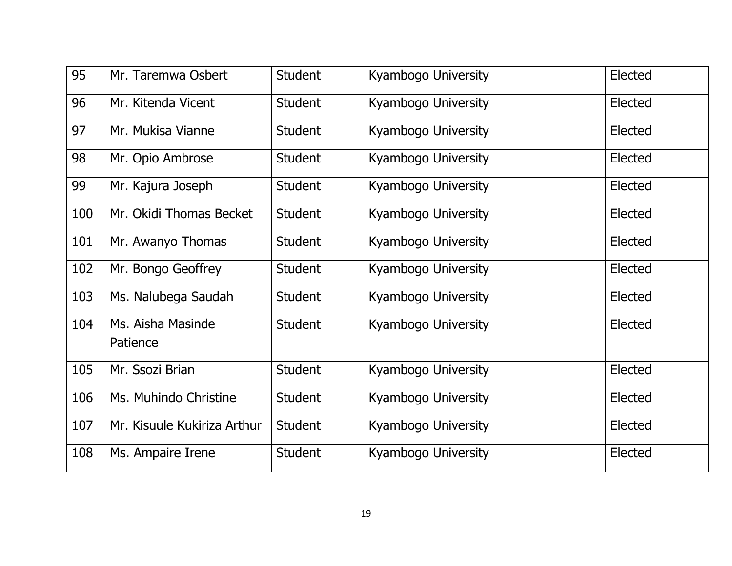| 95 | Mr. Taremwa Osbert | Student | Kyambogo University | Elected |
|---|---|---|---|---|
| 96 | Mr. Kitenda Vicent | Student | Kyambogo University | Elected |
| 97 | Mr. Mukisa Vianne | Student | Kyambogo University | Elected |
| 98 | Mr. Opio Ambrose | Student | Kyambogo University | Elected |
| 99 | Mr. Kajura Joseph | Student | Kyambogo University | Elected |
| 100 | Mr. Okidi Thomas Becket | Student | Kyambogo University | Elected |
| 101 | Mr. Awanyo Thomas | Student | Kyambogo University | Elected |
| 102 | Mr. Bongo Geoffrey | Student | Kyambogo University | Elected |
| 103 | Ms. Nalubega Saudah | Student | Kyambogo University | Elected |
| 104 | Ms. Aisha Masinde Patience | Student | Kyambogo University | Elected |
| 105 | Mr. Ssozi Brian | Student | Kyambogo University | Elected |
| 106 | Ms. Muhindo Christine | Student | Kyambogo University | Elected |
| 107 | Mr. Kisuule Kukiriza Arthur | Student | Kyambogo University | Elected |
| 108 | Ms. Ampaire Irene | Student | Kyambogo University | Elected |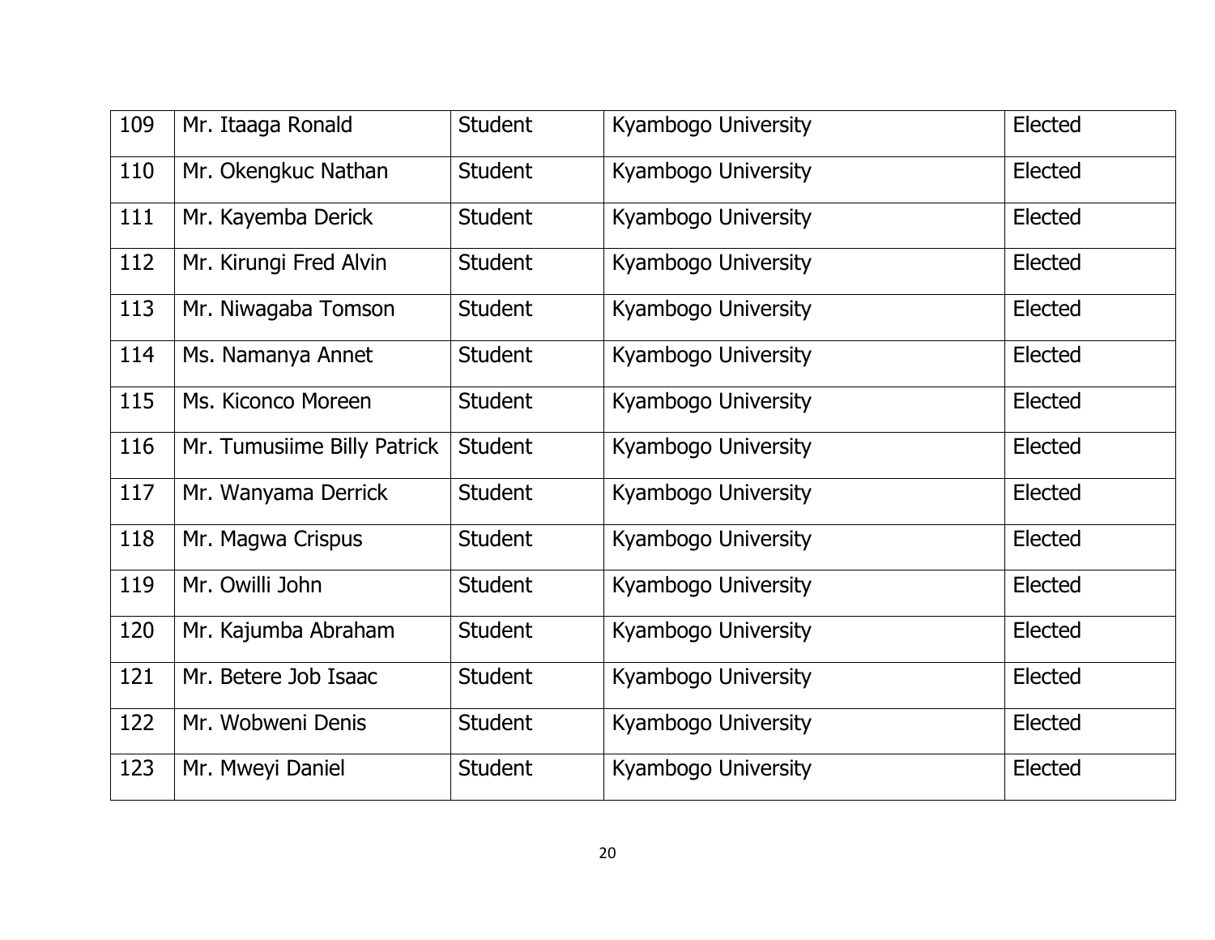| 109 | Mr. Itaaga Ronald | Student | Kyambogo University | Elected |
|---|---|---|---|---|
| 110 | Mr. Okengkuc Nathan | Student | Kyambogo University | Elected |
| 111 | Mr. Kayemba Derick | Student | Kyambogo University | Elected |
| 112 | Mr. Kirungi Fred Alvin | Student | Kyambogo University | Elected |
| 113 | Mr. Niwagaba Tomson | Student | Kyambogo University | Elected |
| 114 | Ms. Namanya Annet | Student | Kyambogo University | Elected |
| 115 | Ms. Kiconco Moreen | Student | Kyambogo University | Elected |
| 116 | Mr. Tumusiime Billy Patrick | Student | Kyambogo University | Elected |
| 117 | Mr. Wanyama Derrick | Student | Kyambogo University | Elected |
| 118 | Mr. Magwa Crispus | Student | Kyambogo University | Elected |
| 119 | Mr. Owilli John | Student | Kyambogo University | Elected |
| 120 | Mr. Kajumba Abraham | Student | Kyambogo University | Elected |
| 121 | Mr. Betere Job Isaac | Student | Kyambogo University | Elected |
| 122 | Mr. Wobweni Denis | Student | Kyambogo University | Elected |
| 123 | Mr. Mweyi Daniel | Student | Kyambogo University | Elected |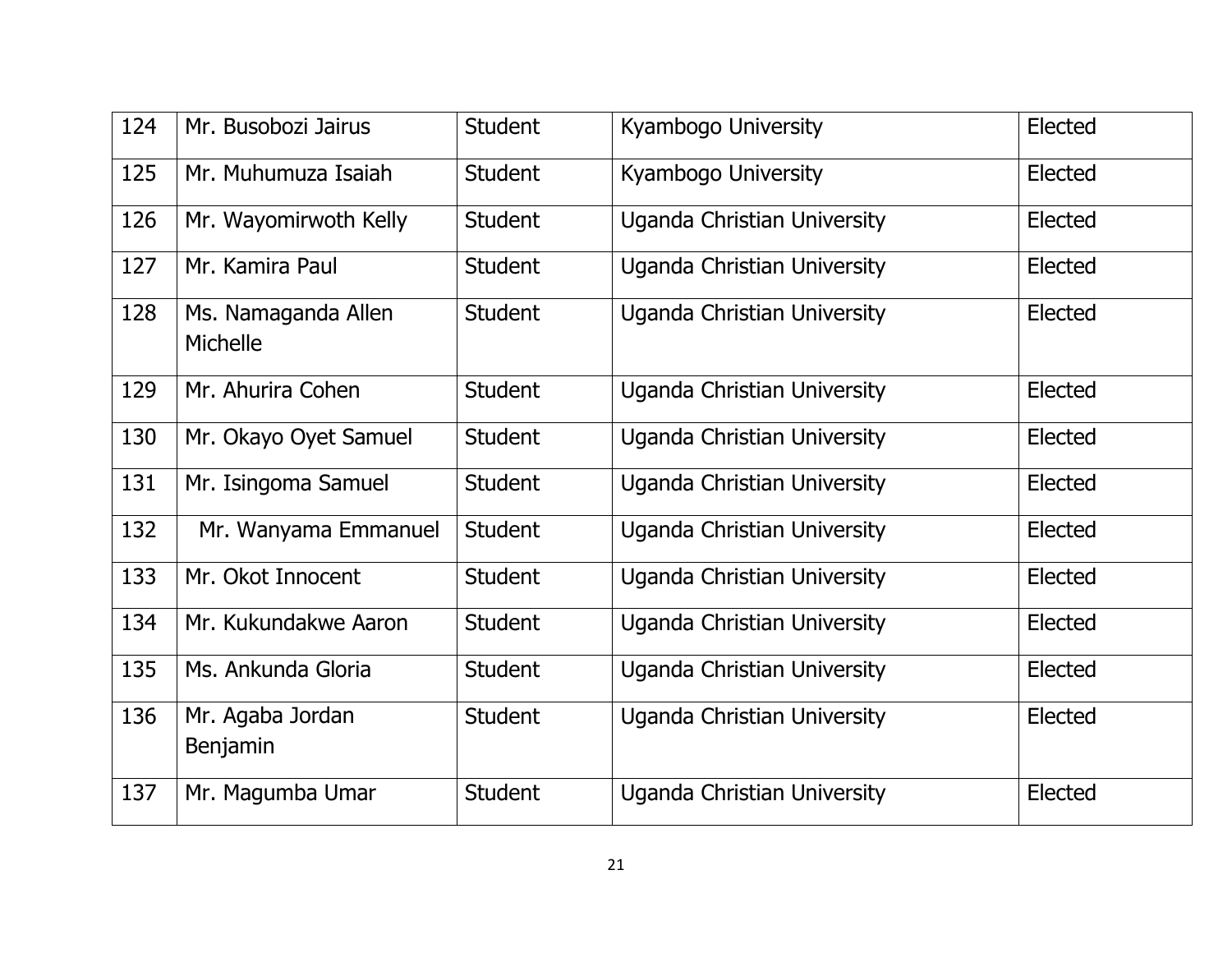| 124 | Mr. Busobozi Jairus | Student | Kyambogo University | Elected |
|---|---|---|---|---|
| 125 | Mr. Muhumuza Isaiah | Student | Kyambogo University | Elected |
| 126 | Mr. Wayomirwoth Kelly | Student | Uganda Christian University | Elected |
| 127 | Mr. Kamira Paul | Student | Uganda Christian University | Elected |
| 128 | Ms. Namaganda Allen Michelle | Student | Uganda Christian University | Elected |
| 129 | Mr. Ahurira Cohen | Student | Uganda Christian University | Elected |
| 130 | Mr. Okayo Oyet Samuel | Student | Uganda Christian University | Elected |
| 131 | Mr. Isingoma Samuel | Student | Uganda Christian University | Elected |
| 132 | Mr. Wanyama Emmanuel | Student | Uganda Christian University | Elected |
| 133 | Mr. Okot Innocent | Student | Uganda Christian University | Elected |
| 134 | Mr. Kukundakwe Aaron | Student | Uganda Christian University | Elected |
| 135 | Ms. Ankunda Gloria | Student | Uganda Christian University | Elected |
| 136 | Mr. Agaba Jordan Benjamin | Student | Uganda Christian University | Elected |
| 137 | Mr. Magumba Umar | Student | Uganda Christian University | Elected |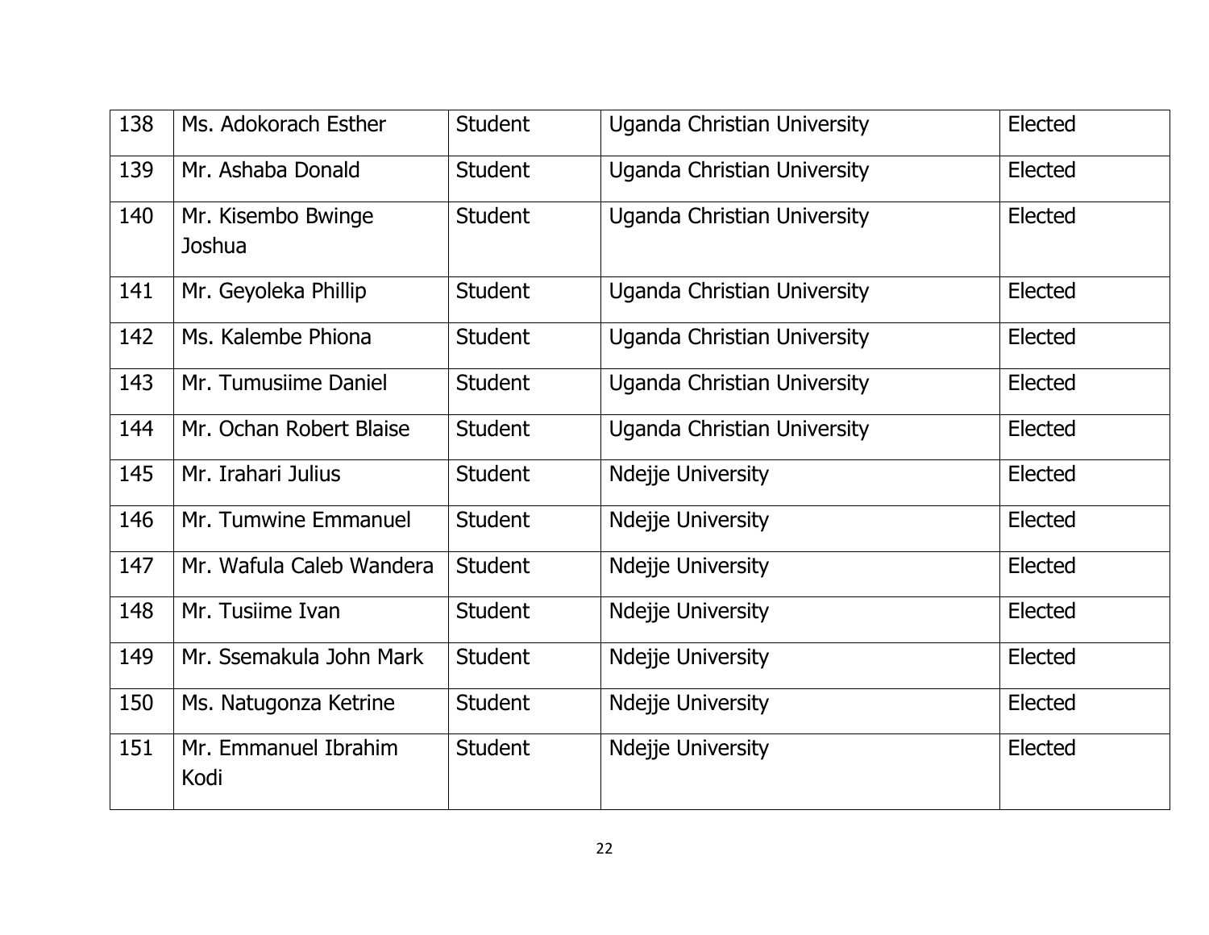| | | | | |
|---|---|---|---|---|
| 138 | Ms. Adokorach Esther | Student | Uganda Christian University | Elected |
| 139 | Mr. Ashaba Donald | Student | Uganda Christian University | Elected |
| 140 | Mr. Kisembo Bwinge Joshua | Student | Uganda Christian University | Elected |
| 141 | Mr. Geyoleka Phillip | Student | Uganda Christian University | Elected |
| 142 | Ms. Kalembe Phiona | Student | Uganda Christian University | Elected |
| 143 | Mr. Tumusiime Daniel | Student | Uganda Christian University | Elected |
| 144 | Mr. Ochan Robert Blaise | Student | Uganda Christian University | Elected |
| 145 | Mr. Irahari Julius | Student | Ndejje University | Elected |
| 146 | Mr. Tumwine Emmanuel | Student | Ndejje University | Elected |
| 147 | Mr. Wafula Caleb Wandera | Student | Ndejje University | Elected |
| 148 | Mr. Tusiime Ivan | Student | Ndejje University | Elected |
| 149 | Mr. Ssemakula John Mark | Student | Ndejje University | Elected |
| 150 | Ms. Natugonza Ketrine | Student | Ndejje University | Elected |
| 151 | Mr. Emmanuel Ibrahim Kodi | Student | Ndejje University | Elected |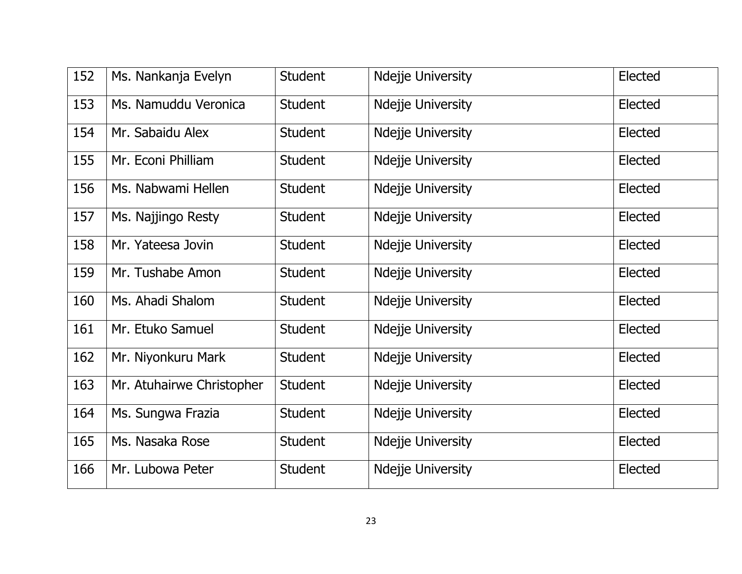| 152 | Ms. Nankanja Evelyn | Student | Ndejje University | Elected |
|---|---|---|---|---|
| 153 | Ms. Namuddu Veronica | Student | Ndejje University | Elected |
| 154 | Mr. Sabaidu Alex | Student | Ndejje University | Elected |
| 155 | Mr. Econi Philliam | Student | Ndejje University | Elected |
| 156 | Ms. Nabwami Hellen | Student | Ndejje University | Elected |
| 157 | Ms. Najjingo Resty | Student | Ndejje University | Elected |
| 158 | Mr. Yateesa Jovin | Student | Ndejje University | Elected |
| 159 | Mr. Tushabe Amon | Student | Ndejje University | Elected |
| 160 | Ms. Ahadi Shalom | Student | Ndejje University | Elected |
| 161 | Mr. Etuko Samuel | Student | Ndejje University | Elected |
| 162 | Mr. Niyonkuru Mark | Student | Ndejje University | Elected |
| 163 | Mr. Atuhairwe Christopher | Student | Ndejje University | Elected |
| 164 | Ms. Sungwa Frazia | Student | Ndejje University | Elected |
| 165 | Ms. Nasaka Rose | Student | Ndejje University | Elected |
| 166 | Mr. Lubowa Peter | Student | Ndejje University | Elected |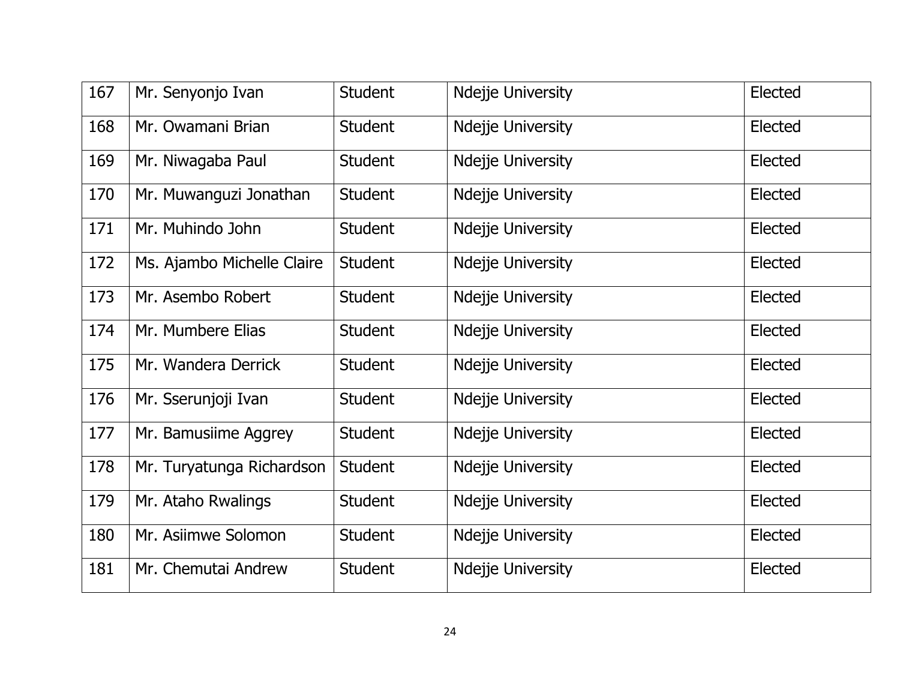| 167 | Mr. Senyonjo Ivan | Student | Ndejje University | Elected |
|---|---|---|---|---|
| 168 | Mr. Owamani Brian | Student | Ndejje University | Elected |
| 169 | Mr. Niwagaba Paul | Student | Ndejje University | Elected |
| 170 | Mr. Muwanguzi Jonathan | Student | Ndejje University | Elected |
| 171 | Mr. Muhindo John | Student | Ndejje University | Elected |
| 172 | Ms. Ajambo Michelle Claire | Student | Ndejje University | Elected |
| 173 | Mr. Asembo Robert | Student | Ndejje University | Elected |
| 174 | Mr. Mumbere Elias | Student | Ndejje University | Elected |
| 175 | Mr. Wandera Derrick | Student | Ndejje University | Elected |
| 176 | Mr. Sserunjoji Ivan | Student | Ndejje University | Elected |
| 177 | Mr. Bamusiime Aggrey | Student | Ndejje University | Elected |
| 178 | Mr. Turyatunga Richardson | Student | Ndejje University | Elected |
| 179 | Mr. Ataho Rwalings | Student | Ndejje University | Elected |
| 180 | Mr. Asiimwe Solomon | Student | Ndejje University | Elected |
| 181 | Mr. Chemutai Andrew | Student | Ndejje University | Elected |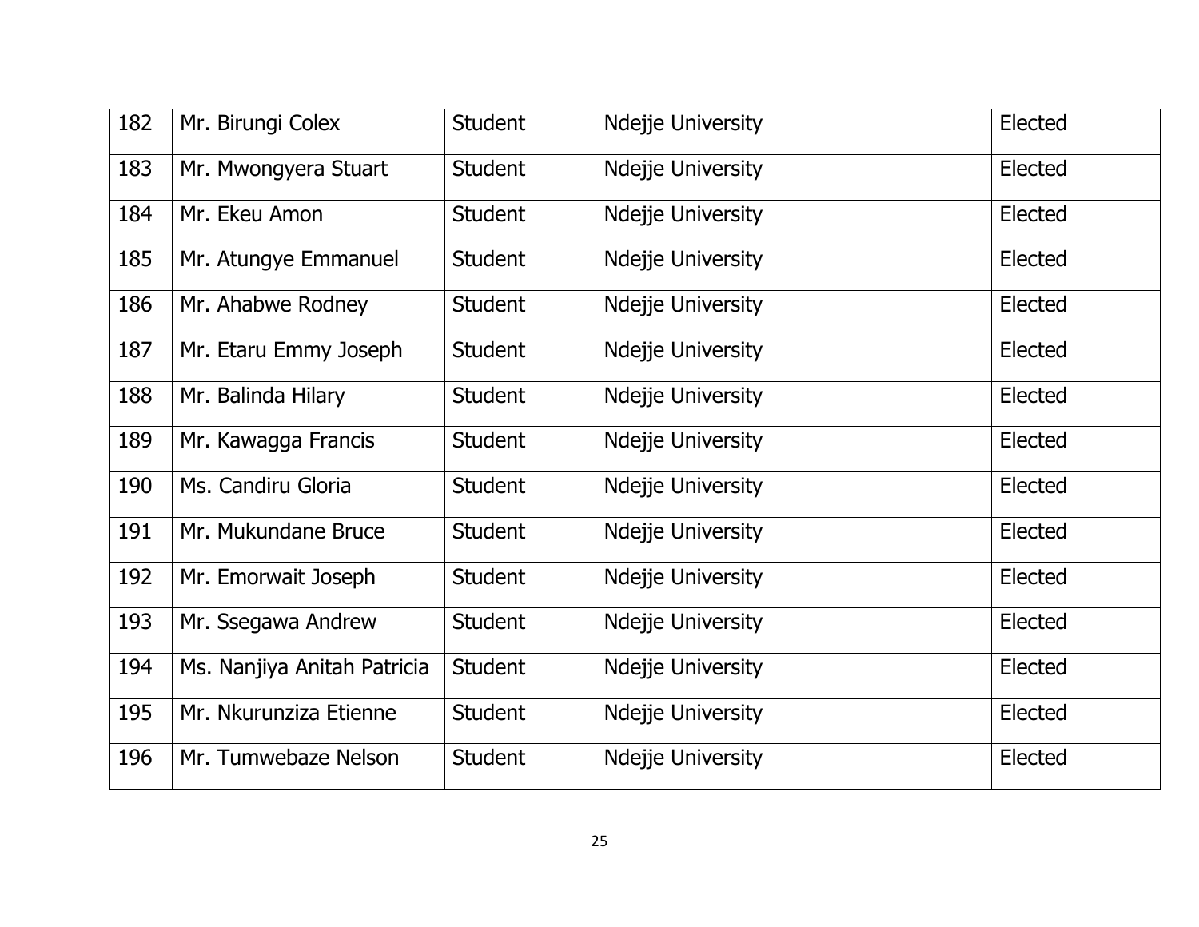| | | | | |
|---|---|---|---|---|
| 182 | Mr. Birungi Colex | Student | Ndejje University | Elected |
| 183 | Mr. Mwongyera Stuart | Student | Ndejje University | Elected |
| 184 | Mr. Ekeu Amon | Student | Ndejje University | Elected |
| 185 | Mr. Atungye Emmanuel | Student | Ndejje University | Elected |
| 186 | Mr. Ahabwe Rodney | Student | Ndejje University | Elected |
| 187 | Mr. Etaru Emmy Joseph | Student | Ndejje University | Elected |
| 188 | Mr. Balinda Hilary | Student | Ndejje University | Elected |
| 189 | Mr. Kawagga Francis | Student | Ndejje University | Elected |
| 190 | Ms. Candiru Gloria | Student | Ndejje University | Elected |
| 191 | Mr. Mukundane Bruce | Student | Ndejje University | Elected |
| 192 | Mr. Emorwait Joseph | Student | Ndejje University | Elected |
| 193 | Mr. Ssegawa Andrew | Student | Ndejje University | Elected |
| 194 | Ms. Nanjiya Anitah Patricia | Student | Ndejje University | Elected |
| 195 | Mr. Nkurunziza Etienne | Student | Ndejje University | Elected |
| 196 | Mr. Tumwebaze Nelson | Student | Ndejje University | Elected |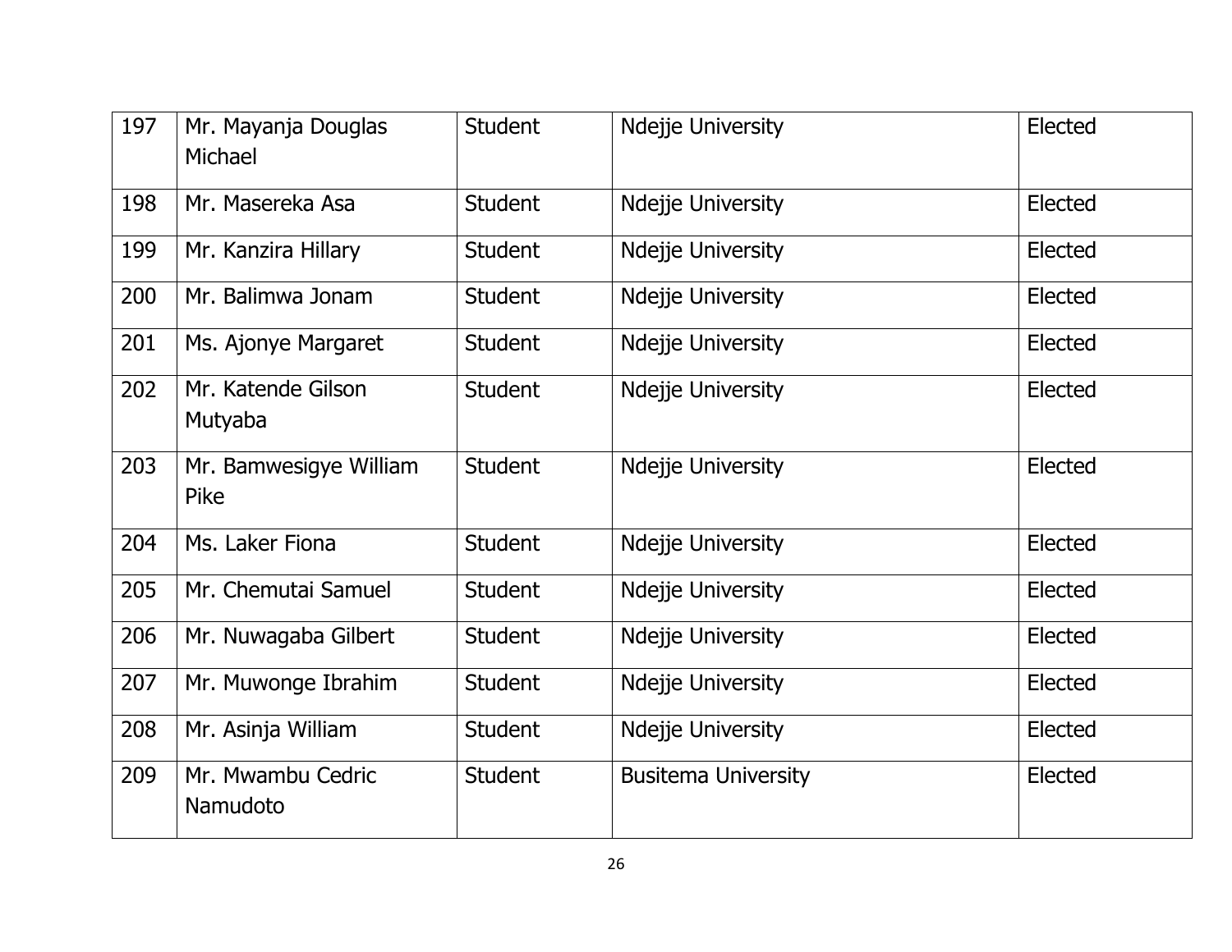| 197 | Mr. Mayanja Douglas Michael | Student | Ndejje University | Elected |
|---|---|---|---|---|
| 198 | Mr. Masereka Asa | Student | Ndejje University | Elected |
| 199 | Mr. Kanzira Hillary | Student | Ndejje University | Elected |
| 200 | Mr. Balimwa Jonam | Student | Ndejje University | Elected |
| 201 | Ms. Ajonye Margaret | Student | Ndejje University | Elected |
| 202 | Mr. Katende Gilson Mutyaba | Student | Ndejje University | Elected |
| 203 | Mr. Bamwesigye William Pike | Student | Ndejje University | Elected |
| 204 | Ms. Laker Fiona | Student | Ndejje University | Elected |
| 205 | Mr. Chemutai Samuel | Student | Ndejje University | Elected |
| 206 | Mr. Nuwagaba Gilbert | Student | Ndejje University | Elected |
| 207 | Mr. Muwonge Ibrahim | Student | Ndejje University | Elected |
| 208 | Mr. Asinja William | Student | Ndejje University | Elected |
| 209 | Mr. Mwambu Cedric Namudoto | Student | Busitema University | Elected |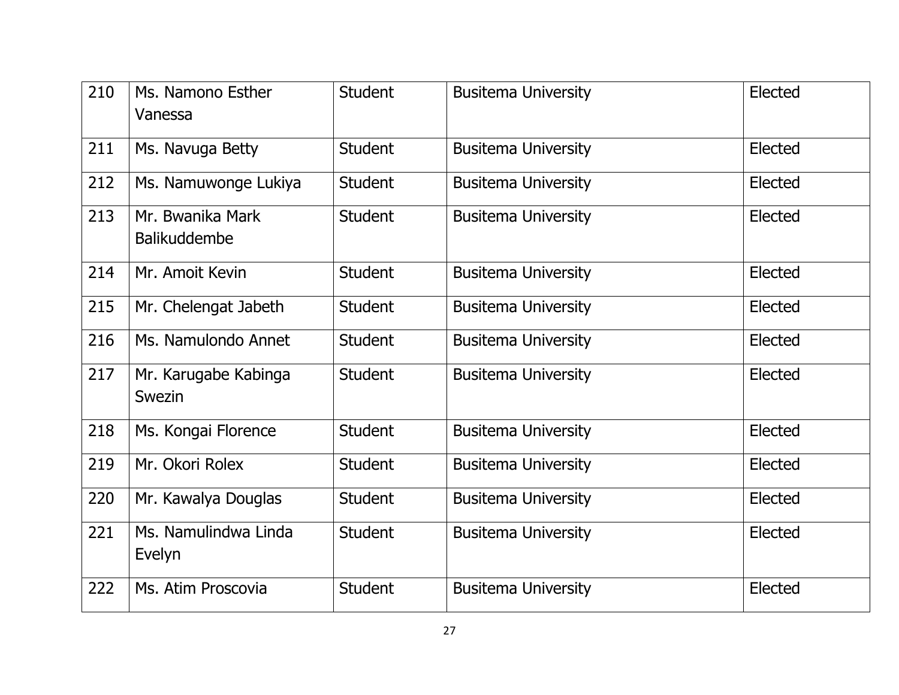| 210 | Ms. Namono Esther Vanessa | Student | Busitema University | Elected |
|---|---|---|---|---|
| 211 | Ms. Navuga Betty | Student | Busitema University | Elected |
| 212 | Ms. Namuwonge Lukiya | Student | Busitema University | Elected |
| 213 | Mr. Bwanika Mark Balikuddembe | Student | Busitema University | Elected |
| 214 | Mr. Amoit Kevin | Student | Busitema University | Elected |
| 215 | Mr. Chelengat Jabeth | Student | Busitema University | Elected |
| 216 | Ms. Namulondo Annet | Student | Busitema University | Elected |
| 217 | Mr. Karugabe Kabinga Swezin | Student | Busitema University | Elected |
| 218 | Ms. Kongai Florence | Student | Busitema University | Elected |
| 219 | Mr. Okori Rolex | Student | Busitema University | Elected |
| 220 | Mr. Kawalya Douglas | Student | Busitema University | Elected |
| 221 | Ms. Namulindwa Linda Evelyn | Student | Busitema University | Elected |
| 222 | Ms. Atim Proscovia | Student | Busitema University | Elected |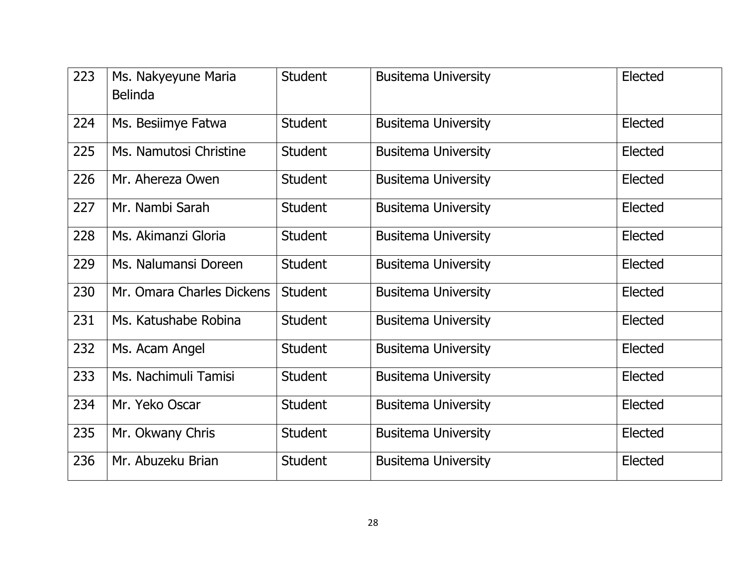| 223 | Ms. Nakyeyune Maria Belinda | Student | Busitema University | Elected |
|---|---|---|---|---|
| 224 | Ms. Besiimye Fatwa | Student | Busitema University | Elected |
| 225 | Ms. Namutosi Christine | Student | Busitema University | Elected |
| 226 | Mr. Ahereza Owen | Student | Busitema University | Elected |
| 227 | Mr. Nambi Sarah | Student | Busitema University | Elected |
| 228 | Ms. Akimanzi Gloria | Student | Busitema University | Elected |
| 229 | Ms. Nalumansi Doreen | Student | Busitema University | Elected |
| 230 | Mr. Omara Charles Dickens | Student | Busitema University | Elected |
| 231 | Ms. Katushabe Robina | Student | Busitema University | Elected |
| 232 | Ms. Acam Angel | Student | Busitema University | Elected |
| 233 | Ms. Nachimuli Tamisi | Student | Busitema University | Elected |
| 234 | Mr. Yeko Oscar | Student | Busitema University | Elected |
| 235 | Mr. Okwany Chris | Student | Busitema University | Elected |
| 236 | Mr. Abuzeku Brian | Student | Busitema University | Elected |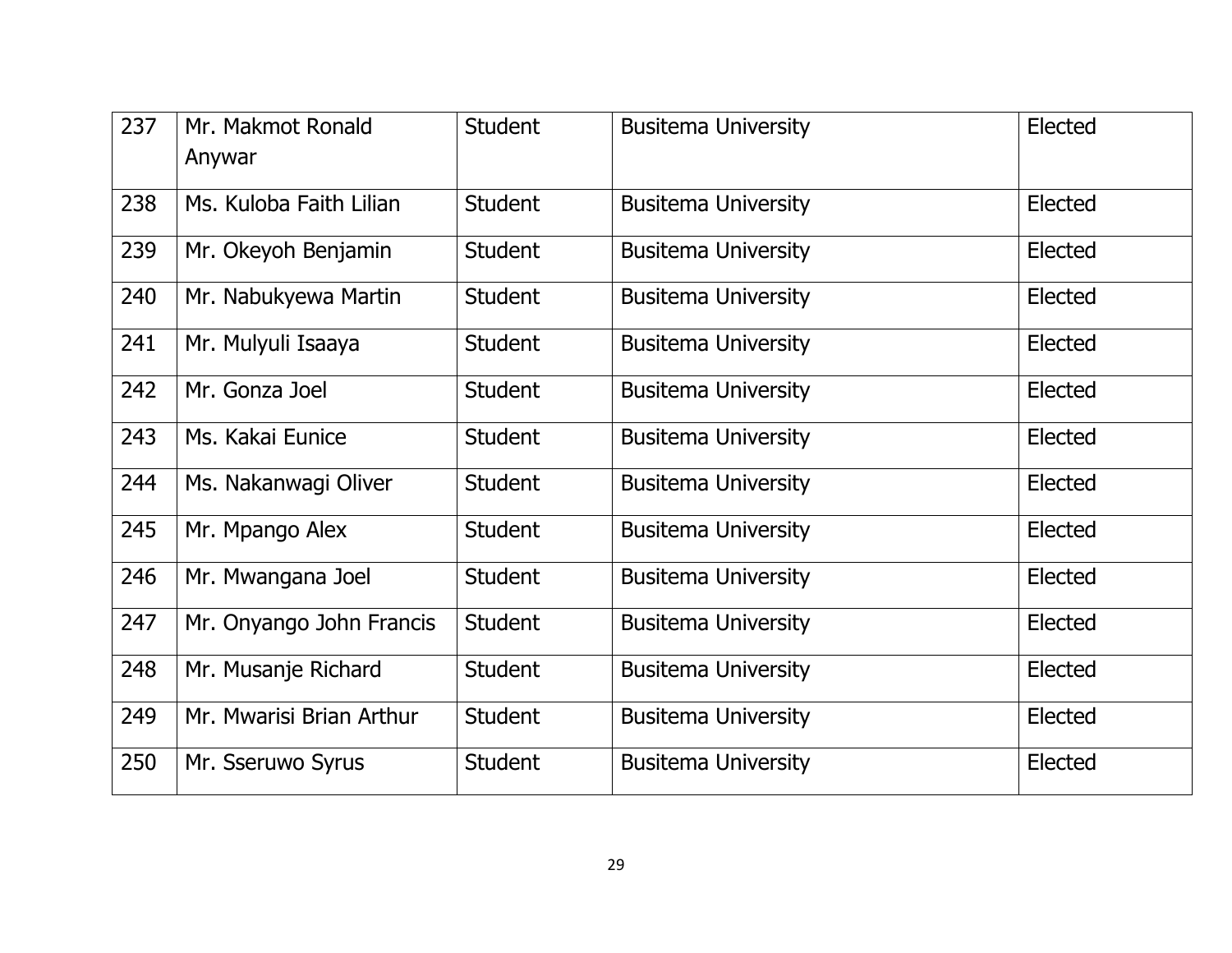| 237 | Mr. Makmot Ronald Anywar | Student | Busitema University | Elected |
|---|---|---|---|---|
| 238 | Ms. Kuloba Faith Lilian | Student | Busitema University | Elected |
| 239 | Mr. Okeyoh Benjamin | Student | Busitema University | Elected |
| 240 | Mr. Nabukyewa Martin | Student | Busitema University | Elected |
| 241 | Mr. Mulyuli Isaaya | Student | Busitema University | Elected |
| 242 | Mr. Gonza Joel | Student | Busitema University | Elected |
| 243 | Ms. Kakai Eunice | Student | Busitema University | Elected |
| 244 | Ms. Nakanwagi Oliver | Student | Busitema University | Elected |
| 245 | Mr. Mpango Alex | Student | Busitema University | Elected |
| 246 | Mr. Mwangana Joel | Student | Busitema University | Elected |
| 247 | Mr. Onyango John Francis | Student | Busitema University | Elected |
| 248 | Mr. Musanje Richard | Student | Busitema University | Elected |
| 249 | Mr. Mwarisi Brian Arthur | Student | Busitema University | Elected |
| 250 | Mr. Sseruwo Syrus | Student | Busitema University | Elected |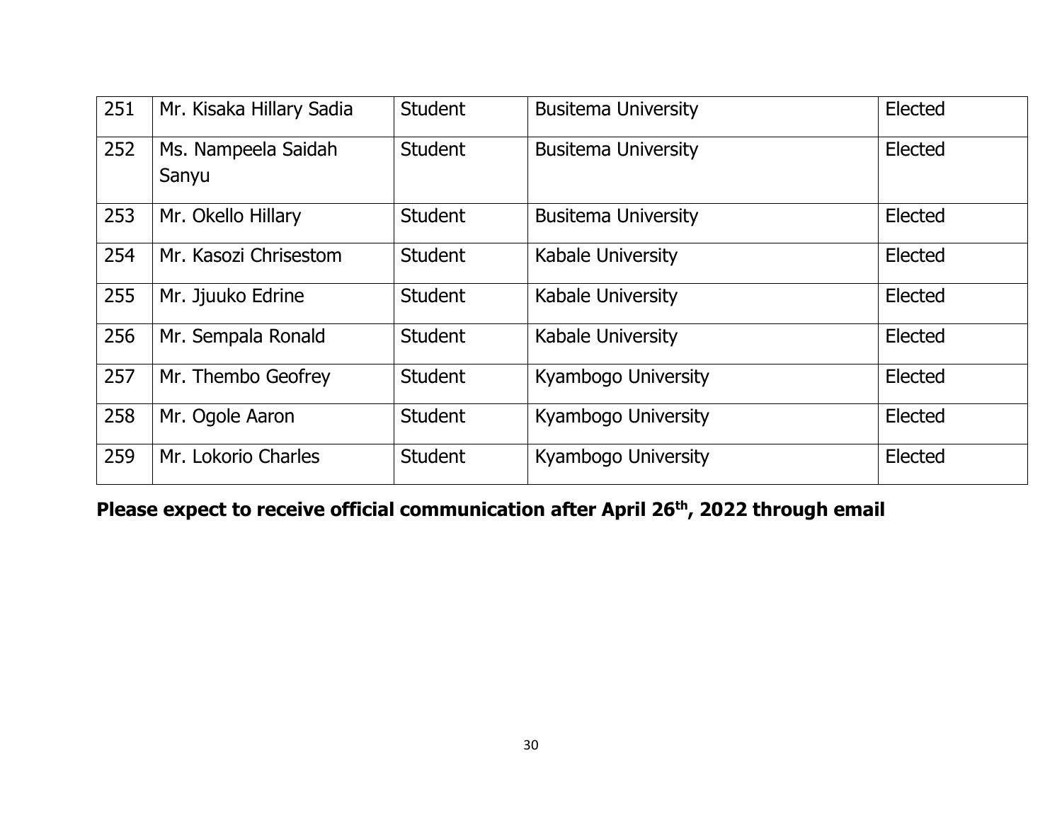| | | | | |
|---|---|---|---|---|
| 251 | Mr. Kisaka Hillary Sadia | Student | Busitema University | Elected |
| 252 | Ms. Nampeela Saidah Sanyu | Student | Busitema University | Elected |
| 253 | Mr. Okello Hillary | Student | Busitema University | Elected |
| 254 | Mr. Kasozi Chrisestom | Student | Kabale University | Elected |
| 255 | Mr. Jjuuko Edrine | Student | Kabale University | Elected |
| 256 | Mr. Sempala Ronald | Student | Kabale University | Elected |
| 257 | Mr. Thembo Geofrey | Student | Kyambogo University | Elected |
| 258 | Mr. Ogole Aaron | Student | Kyambogo University | Elected |
| 259 | Mr. Lokorio Charles | Student | Kyambogo University | Elected |

**Please expect to receive official communication after April 26th, 2022 through email**